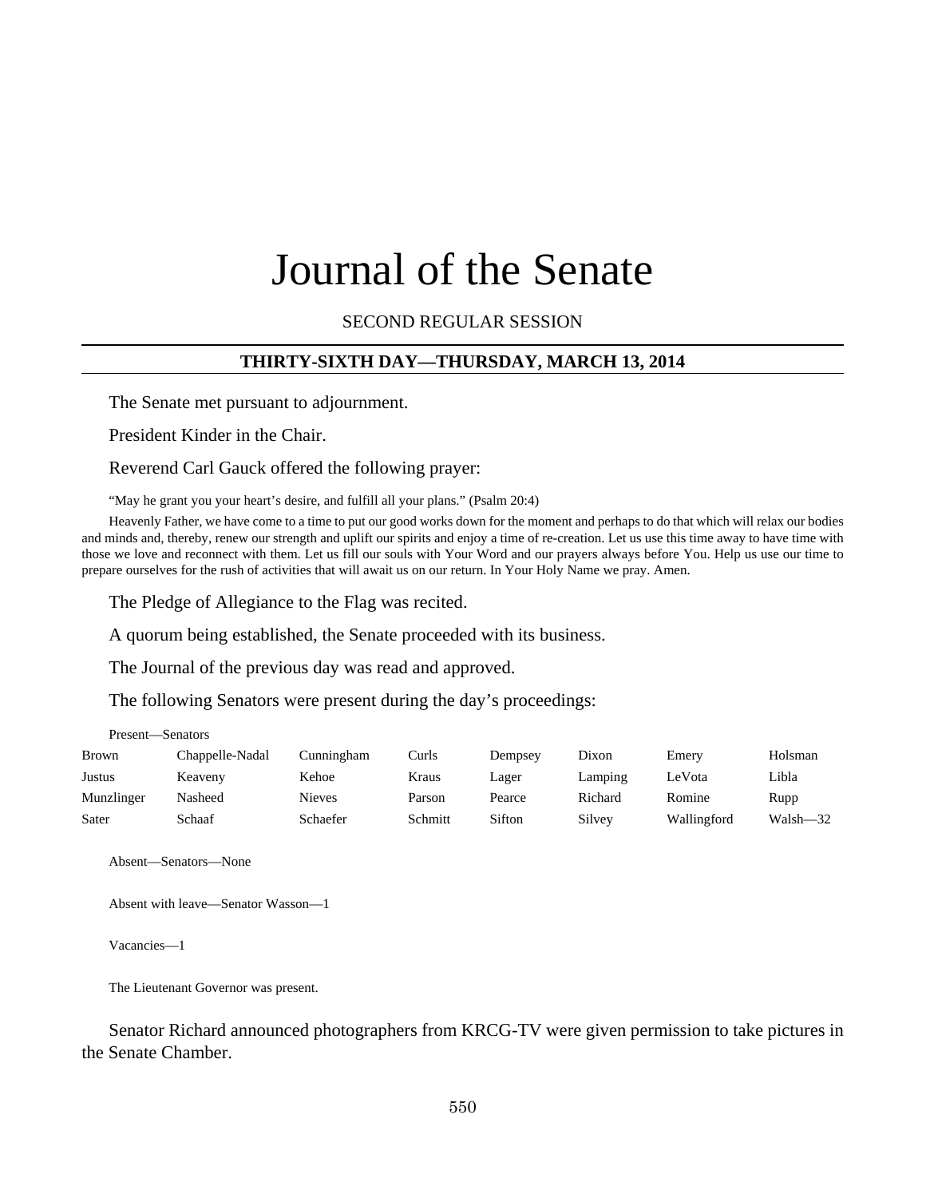# Journal of the Senate

SECOND REGULAR SESSION

## THIRTY-SIXTH DAY—THURSDAY, MARCH 13, 2014

The Senate met pursuant to adjournment.

President Kinder in the Chair.

Reverend Carl Gauck offered the following prayer:

"May he grant you your heart's desire, and fulfill all your plans." (Psalm 20:4)

Heavenly Father, we have come to a time to put our good works down for the moment and perhaps to do that which will relax our bodies and minds and, thereby, renew our strength and uplift our spirits and enjoy a time of re-creation. Let us use this time away to have time with those we love and reconnect with them. Let us fill our souls with Your Word and our prayers always before You. Help us use our time to prepare ourselves for the rush of activities that will await us on our return. In Your Holy Name we pray. Amen.

The Pledge of Allegiance to the Flag was recited.

A quorum being established, the Senate proceeded with its business.

The Journal of the previous day was read and approved.

The following Senators were present during the day's proceedings:

Present—Senators

| | | | | | | | |
|---|---|---|---|---|---|---|---|
| Brown | Chappelle-Nadal | Cunningham | Curls | Dempsey | Dixon | Emery | Holsman |
| Justus | Keaveny | Kehoe | Kraus | Lager | Lamping | LeVota | Libla |
| Munzlinger | Nasheed | Nieves | Parson | Pearce | Richard | Romine | Rupp |
| Sater | Schaaf | Schaefer | Schmitt | Sifton | Silvey | Wallingford | Walsh—32 |

Absent—Senators—None

Absent with leave—Senator Wasson—1

Vacancies—1

The Lieutenant Governor was present.

Senator Richard announced photographers from KRCG-TV were given permission to take pictures in the Senate Chamber.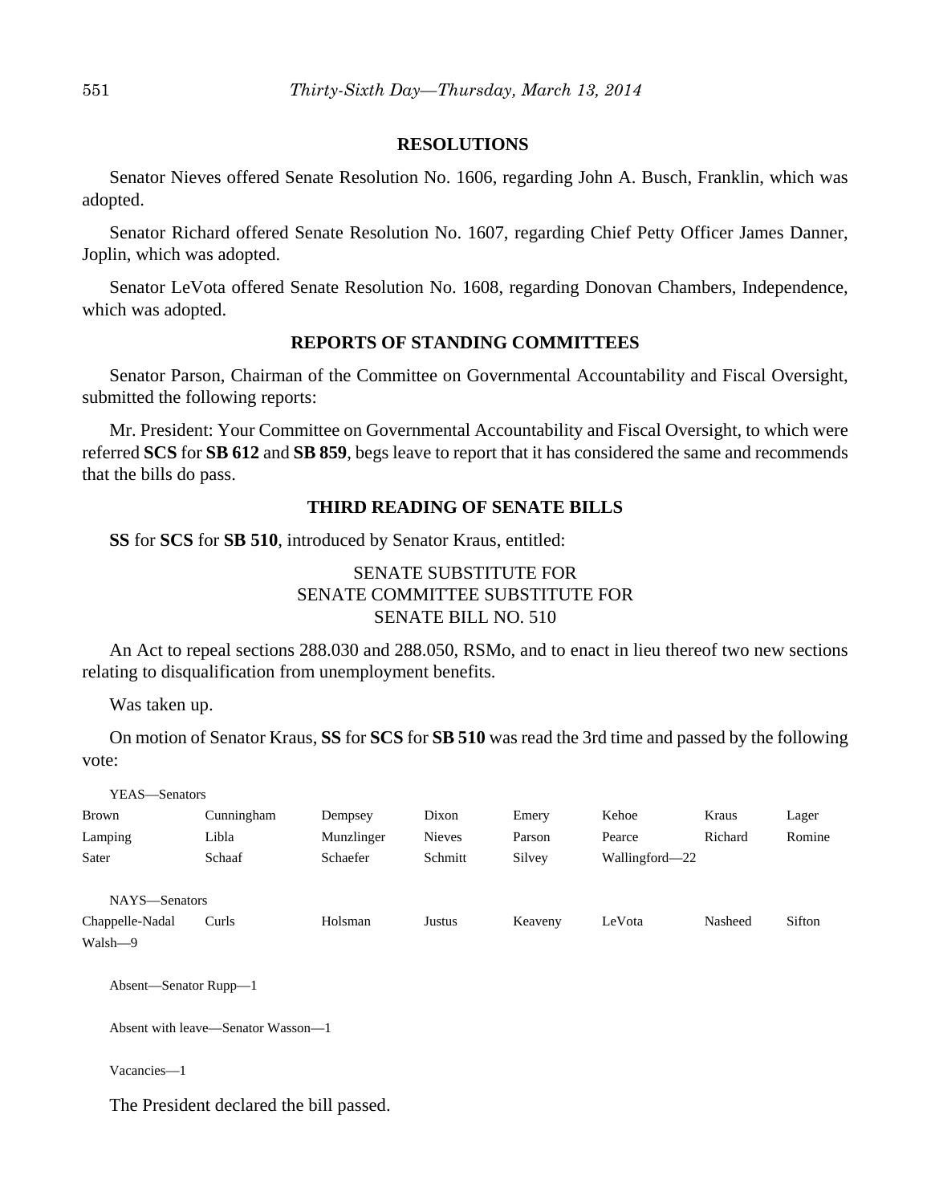## RESOLUTIONS

Senator Nieves offered Senate Resolution No. 1606, regarding John A. Busch, Franklin, which was adopted.

Senator Richard offered Senate Resolution No. 1607, regarding Chief Petty Officer James Danner, Joplin, which was adopted.

Senator LeVota offered Senate Resolution No. 1608, regarding Donovan Chambers, Independence, which was adopted.

## REPORTS OF STANDING COMMITTEES

Senator Parson, Chairman of the Committee on Governmental Accountability and Fiscal Oversight, submitted the following reports:

Mr. President: Your Committee on Governmental Accountability and Fiscal Oversight, to which were referred **SCS** for **SB 612** and **SB 859**, begs leave to report that it has considered the same and recommends that the bills do pass.

## THIRD READING OF SENATE BILLS

**SS** for **SCS** for **SB 510**, introduced by Senator Kraus, entitled:

SENATE SUBSTITUTE FOR
SENATE COMMITTEE SUBSTITUTE FOR
SENATE BILL NO. 510

An Act to repeal sections 288.030 and 288.050, RSMo, and to enact in lieu thereof two new sections relating to disqualification from unemployment benefits.

Was taken up.

On motion of Senator Kraus, **SS** for **SCS** for **SB 510** was read the 3rd time and passed by the following vote:

YEAS—Senators

| | | | | | | | |
|---|---|---|---|---|---|---|---|
| Brown | Cunningham | Dempsey | Dixon | Emery | Kehoe | Kraus | Lager |
| Lamping | Libla | Munzlinger | Nieves | Parson | Pearce | Richard | Romine |
| Sater | Schaaf | Schaefer | Schmitt | Silvey | Wallingford—22 | | |

NAYS—Senators

| | | | | | | | |
|---|---|---|---|---|---|---|---|
| Chappelle-Nadal | Curls | Holsman | Justus | Keaveny | LeVota | Nasheed | Sifton |
| Walsh—9 | | | | | | | |

Absent—Senator Rupp—1

Absent with leave—Senator Wasson—1

Vacancies—1

The President declared the bill passed.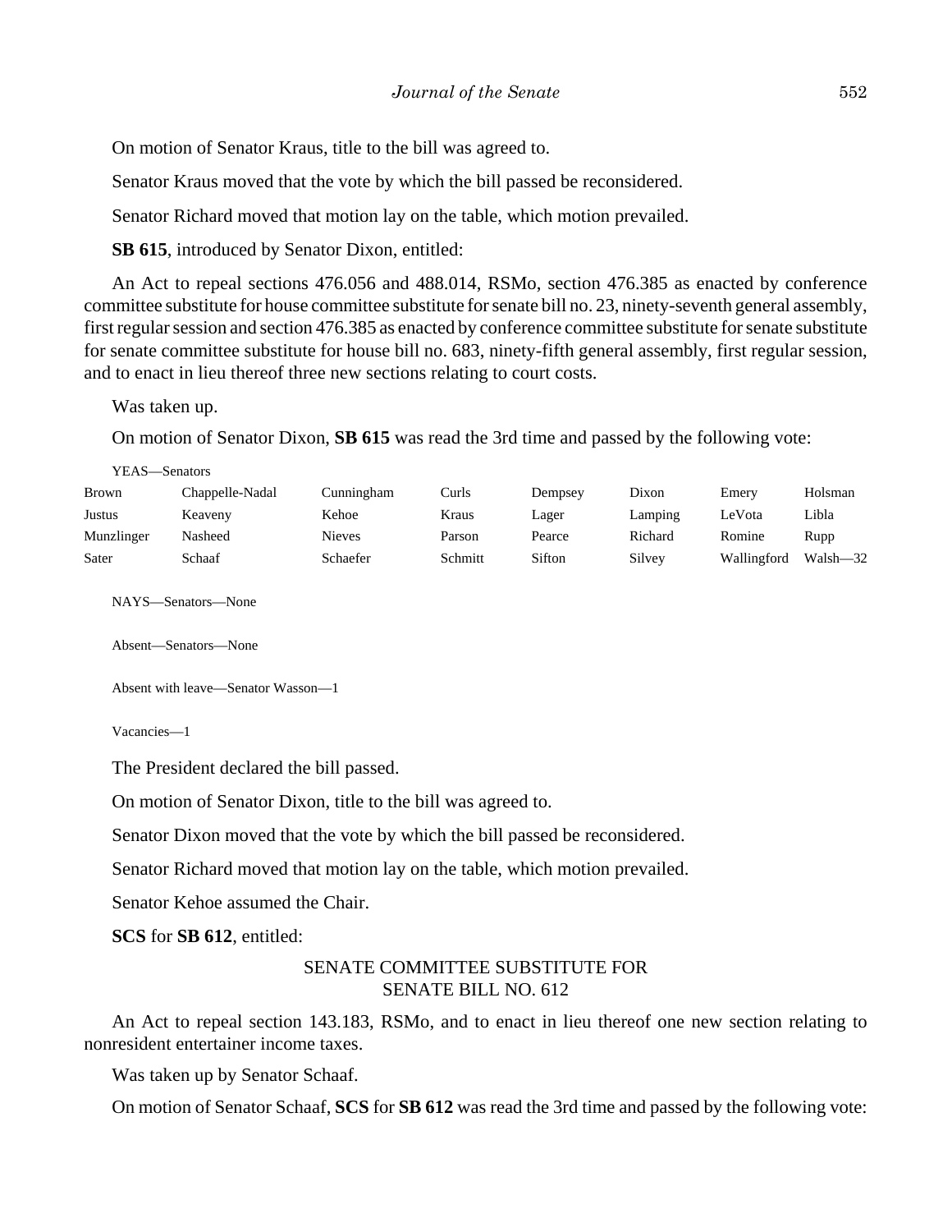On motion of Senator Kraus, title to the bill was agreed to.

Senator Kraus moved that the vote by which the bill passed be reconsidered.

Senator Richard moved that motion lay on the table, which motion prevailed.

**SB 615**, introduced by Senator Dixon, entitled:

An Act to repeal sections 476.056 and 488.014, RSMo, section 476.385 as enacted by conference committee substitute for house committee substitute for senate bill no. 23, ninety-seventh general assembly, first regular session and section 476.385 as enacted by conference committee substitute for senate substitute for senate committee substitute for house bill no. 683, ninety-fifth general assembly, first regular session, and to enact in lieu thereof three new sections relating to court costs.

Was taken up.

On motion of Senator Dixon, **SB 615** was read the 3rd time and passed by the following vote:

YEAS—Senators

| | | | | | | | |
|---|---|---|---|---|---|---|---|
| Brown | Chappelle-Nadal | Cunningham | Curls | Dempsey | Dixon | Emery | Holsman |
| Justus | Keaveny | Kehoe | Kraus | Lager | Lamping | LeVota | Libla |
| Munzlinger | Nasheed | Nieves | Parson | Pearce | Richard | Romine | Rupp |
| Sater | Schaaf | Schaefer | Schmitt | Sifton | Silvey | Wallingford | Walsh—32 |

NAYS—Senators—None

Absent—Senators—None

Absent with leave—Senator Wasson—1

Vacancies—1

The President declared the bill passed.

On motion of Senator Dixon, title to the bill was agreed to.

Senator Dixon moved that the vote by which the bill passed be reconsidered.

Senator Richard moved that motion lay on the table, which motion prevailed.

Senator Kehoe assumed the Chair.

**SCS** for **SB 612**, entitled:

SENATE COMMITTEE SUBSTITUTE FOR
SENATE BILL NO. 612

An Act to repeal section 143.183, RSMo, and to enact in lieu thereof one new section relating to nonresident entertainer income taxes.

Was taken up by Senator Schaaf.

On motion of Senator Schaaf, **SCS** for **SB 612** was read the 3rd time and passed by the following vote: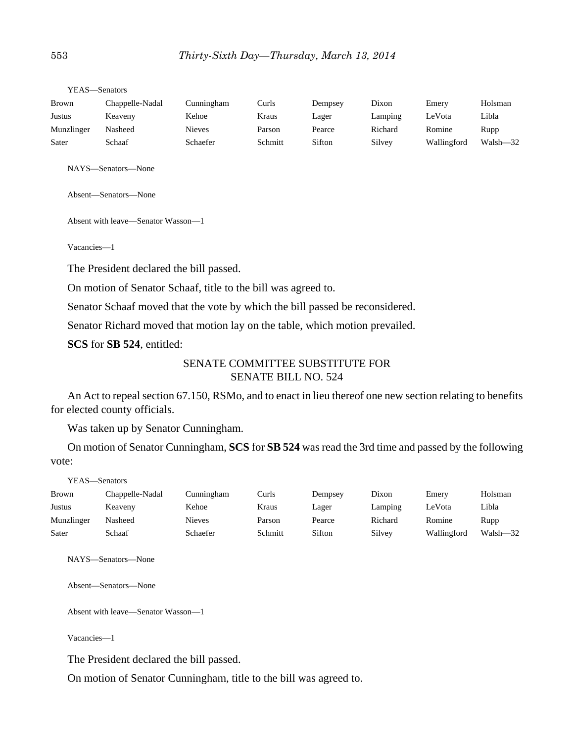YEAS—Senators

| Brown | Chappelle-Nadal | Cunningham | Curls | Dempsey | Dixon | Emery | Holsman |
|---|---|---|---|---|---|---|---|
| Justus | Keaveny | Kehoe | Kraus | Lager | Lamping | LeVota | Libla |
| Munzlinger | Nasheed | Nieves | Parson | Pearce | Richard | Romine | Rupp |
| Sater | Schaaf | Schaefer | Schmitt | Sifton | Silvey | Wallingford | Walsh—32 |

NAYS—Senators—None

Absent—Senators—None

Absent with leave—Senator Wasson—1

Vacancies—1

The President declared the bill passed.

On motion of Senator Schaaf, title to the bill was agreed to.

Senator Schaaf moved that the vote by which the bill passed be reconsidered.

Senator Richard moved that motion lay on the table, which motion prevailed.

**SCS** for **SB 524**, entitled:

SENATE COMMITTEE SUBSTITUTE FOR
SENATE BILL NO. 524

An Act to repeal section 67.150, RSMo, and to enact in lieu thereof one new section relating to benefits for elected county officials.

Was taken up by Senator Cunningham.

On motion of Senator Cunningham, **SCS** for **SB 524** was read the 3rd time and passed by the following vote:

YEAS—Senators

| Brown | Chappelle-Nadal | Cunningham | Curls | Dempsey | Dixon | Emery | Holsman |
|---|---|---|---|---|---|---|---|
| Justus | Keaveny | Kehoe | Kraus | Lager | Lamping | LeVota | Libla |
| Munzlinger | Nasheed | Nieves | Parson | Pearce | Richard | Romine | Rupp |
| Sater | Schaaf | Schaefer | Schmitt | Sifton | Silvey | Wallingford | Walsh—32 |

NAYS—Senators—None

Absent—Senators—None

Absent with leave—Senator Wasson—1

Vacancies—1

The President declared the bill passed.

On motion of Senator Cunningham, title to the bill was agreed to.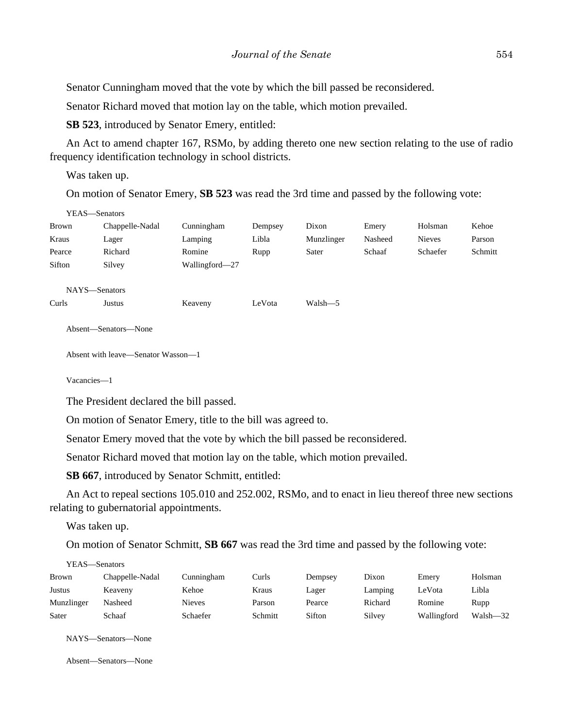Senator Cunningham moved that the vote by which the bill passed be reconsidered.

Senator Richard moved that motion lay on the table, which motion prevailed.

**SB 523**, introduced by Senator Emery, entitled:

An Act to amend chapter 167, RSMo, by adding thereto one new section relating to the use of radio frequency identification technology in school districts.

Was taken up.

On motion of Senator Emery, **SB 523** was read the 3rd time and passed by the following vote:

YEAS—Senators

| | | | | | | | |
|---|---|---|---|---|---|---|---|
| Brown | Chappelle-Nadal | Cunningham | Dempsey | Dixon | Emery | Holsman | Kehoe |
| Kraus | Lager | Lamping | Libla | Munzlinger | Nasheed | Nieves | Parson |
| Pearce | Richard | Romine | Rupp | Sater | Schaaf | Schaefer | Schmitt |
| Sifton | Silvey | Wallingford—27 | | | | | |

NAYS—Senators

| | | | | |
|---|---|---|---|---|
| Curls | Justus | Keaveny | LeVota | Walsh—5 |

Absent—Senators—None

Absent with leave—Senator Wasson—1

Vacancies—1

The President declared the bill passed.

On motion of Senator Emery, title to the bill was agreed to.

Senator Emery moved that the vote by which the bill passed be reconsidered.

Senator Richard moved that motion lay on the table, which motion prevailed.

**SB 667**, introduced by Senator Schmitt, entitled:

An Act to repeal sections 105.010 and 252.002, RSMo, and to enact in lieu thereof three new sections relating to gubernatorial appointments.

Was taken up.

On motion of Senator Schmitt, **SB 667** was read the 3rd time and passed by the following vote:

YEAS—Senators

| | | | | | | | |
|---|---|---|---|---|---|---|---|
| Brown | Chappelle-Nadal | Cunningham | Curls | Dempsey | Dixon | Emery | Holsman |
| Justus | Keaveny | Kehoe | Kraus | Lager | Lamping | LeVota | Libla |
| Munzlinger | Nasheed | Nieves | Parson | Pearce | Richard | Romine | Rupp |
| Sater | Schaaf | Schaefer | Schmitt | Sifton | Silvey | Wallingford | Walsh—32 |

NAYS—Senators—None

Absent—Senators—None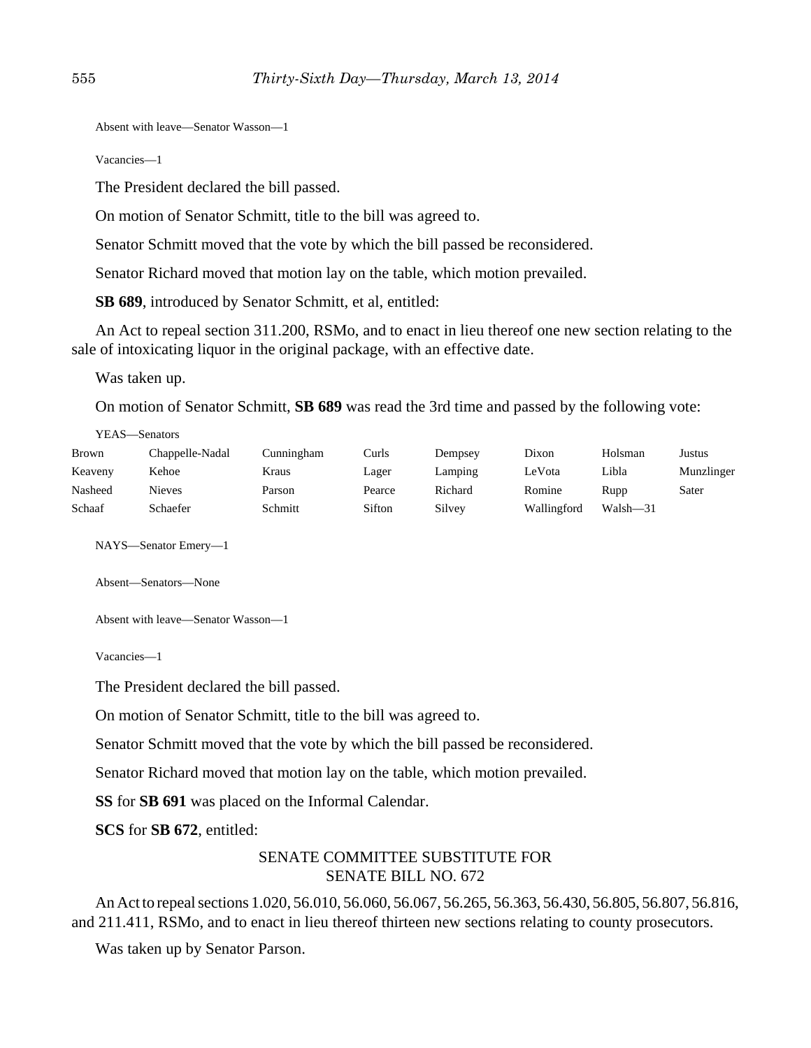Absent with leave—Senator Wasson—1

Vacancies—1

The President declared the bill passed.

On motion of Senator Schmitt, title to the bill was agreed to.

Senator Schmitt moved that the vote by which the bill passed be reconsidered.

Senator Richard moved that motion lay on the table, which motion prevailed.

**SB 689**, introduced by Senator Schmitt, et al, entitled:

An Act to repeal section 311.200, RSMo, and to enact in lieu thereof one new section relating to the sale of intoxicating liquor in the original package, with an effective date.

Was taken up.

On motion of Senator Schmitt, **SB 689** was read the 3rd time and passed by the following vote:

YEAS—Senators

| | | | | | | | |
|---|---|---|---|---|---|---|---|
| Brown | Chappelle-Nadal | Cunningham | Curls | Dempsey | Dixon | Holsman | Justus |
| Keaveny | Kehoe | Kraus | Lager | Lamping | LeVota | Libla | Munzlinger |
| Nasheed | Nieves | Parson | Pearce | Richard | Romine | Rupp | Sater |
| Schaaf | Schaefer | Schmitt | Sifton | Silvey | Wallingford | Walsh—31 | |

NAYS—Senator Emery—1

Absent—Senators—None

Absent with leave—Senator Wasson—1

Vacancies—1

The President declared the bill passed.

On motion of Senator Schmitt, title to the bill was agreed to.

Senator Schmitt moved that the vote by which the bill passed be reconsidered.

Senator Richard moved that motion lay on the table, which motion prevailed.

**SS** for **SB 691** was placed on the Informal Calendar.

**SCS** for **SB 672**, entitled:

SENATE COMMITTEE SUBSTITUTE FOR
SENATE BILL NO. 672

An Act to repeal sections 1.020, 56.010, 56.060, 56.067, 56.265, 56.363, 56.430, 56.805, 56.807, 56.816, and 211.411, RSMo, and to enact in lieu thereof thirteen new sections relating to county prosecutors.

Was taken up by Senator Parson.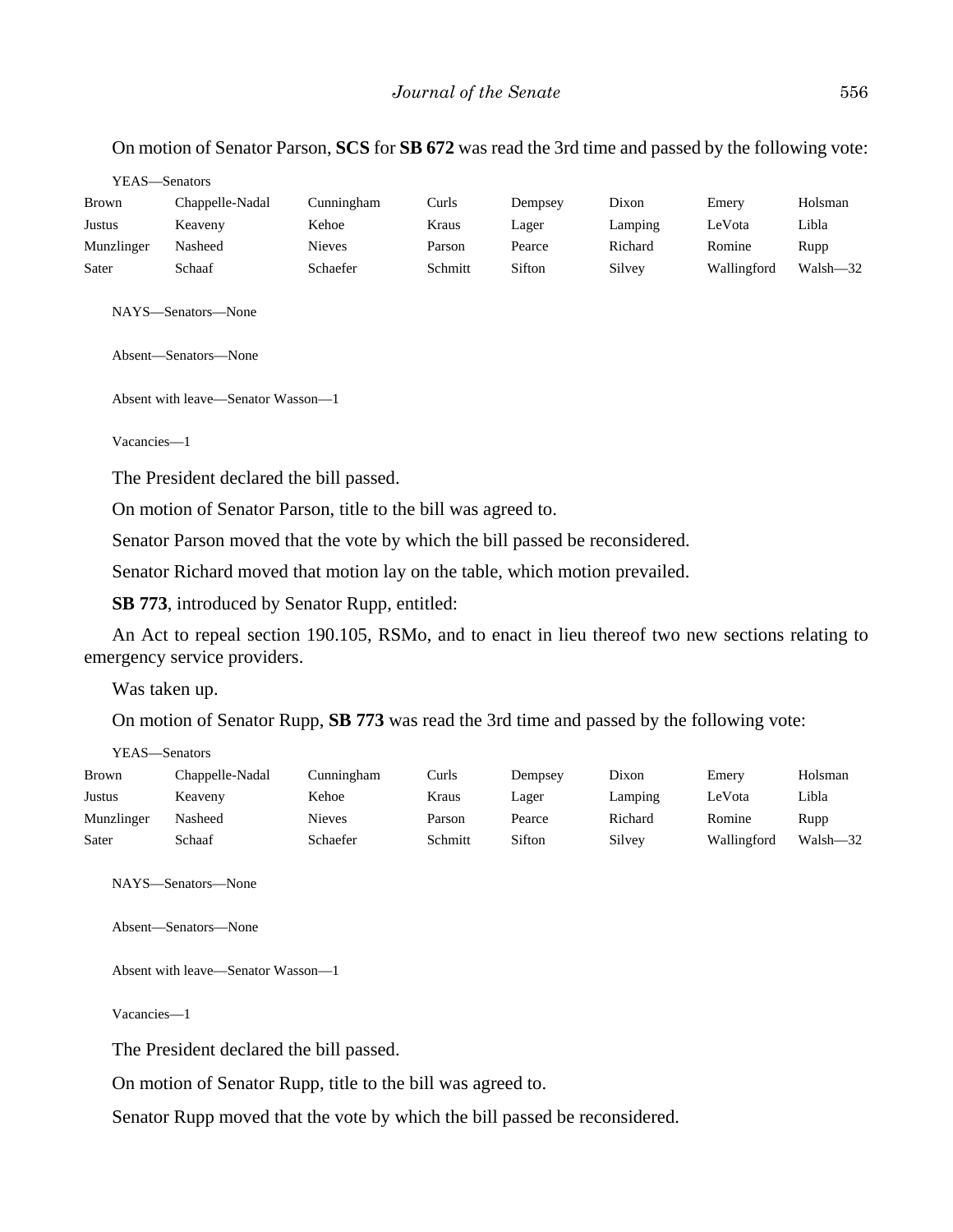On motion of Senator Parson, **SCS** for **SB 672** was read the 3rd time and passed by the following vote:

YEAS—Senators

| | | | | | | | |
|---|---|---|---|---|---|---|---|
| Brown | Chappelle-Nadal | Cunningham | Curls | Dempsey | Dixon | Emery | Holsman |
| Justus | Keaveny | Kehoe | Kraus | Lager | Lamping | LeVota | Libla |
| Munzlinger | Nasheed | Nieves | Parson | Pearce | Richard | Romine | Rupp |
| Sater | Schaaf | Schaefer | Schmitt | Sifton | Silvey | Wallingford | Walsh—32 |

NAYS—Senators—None

Absent—Senators—None

Absent with leave—Senator Wasson—1

Vacancies—1

The President declared the bill passed.

On motion of Senator Parson, title to the bill was agreed to.

Senator Parson moved that the vote by which the bill passed be reconsidered.

Senator Richard moved that motion lay on the table, which motion prevailed.

**SB 773**, introduced by Senator Rupp, entitled:

An Act to repeal section 190.105, RSMo, and to enact in lieu thereof two new sections relating to emergency service providers.

Was taken up.

On motion of Senator Rupp, **SB 773** was read the 3rd time and passed by the following vote:

YEAS—Senators

| | | | | | | | |
|---|---|---|---|---|---|---|---|
| Brown | Chappelle-Nadal | Cunningham | Curls | Dempsey | Dixon | Emery | Holsman |
| Justus | Keaveny | Kehoe | Kraus | Lager | Lamping | LeVota | Libla |
| Munzlinger | Nasheed | Nieves | Parson | Pearce | Richard | Romine | Rupp |
| Sater | Schaaf | Schaefer | Schmitt | Sifton | Silvey | Wallingford | Walsh—32 |

NAYS—Senators—None

Absent—Senators—None

Absent with leave—Senator Wasson—1

Vacancies—1

The President declared the bill passed.

On motion of Senator Rupp, title to the bill was agreed to.

Senator Rupp moved that the vote by which the bill passed be reconsidered.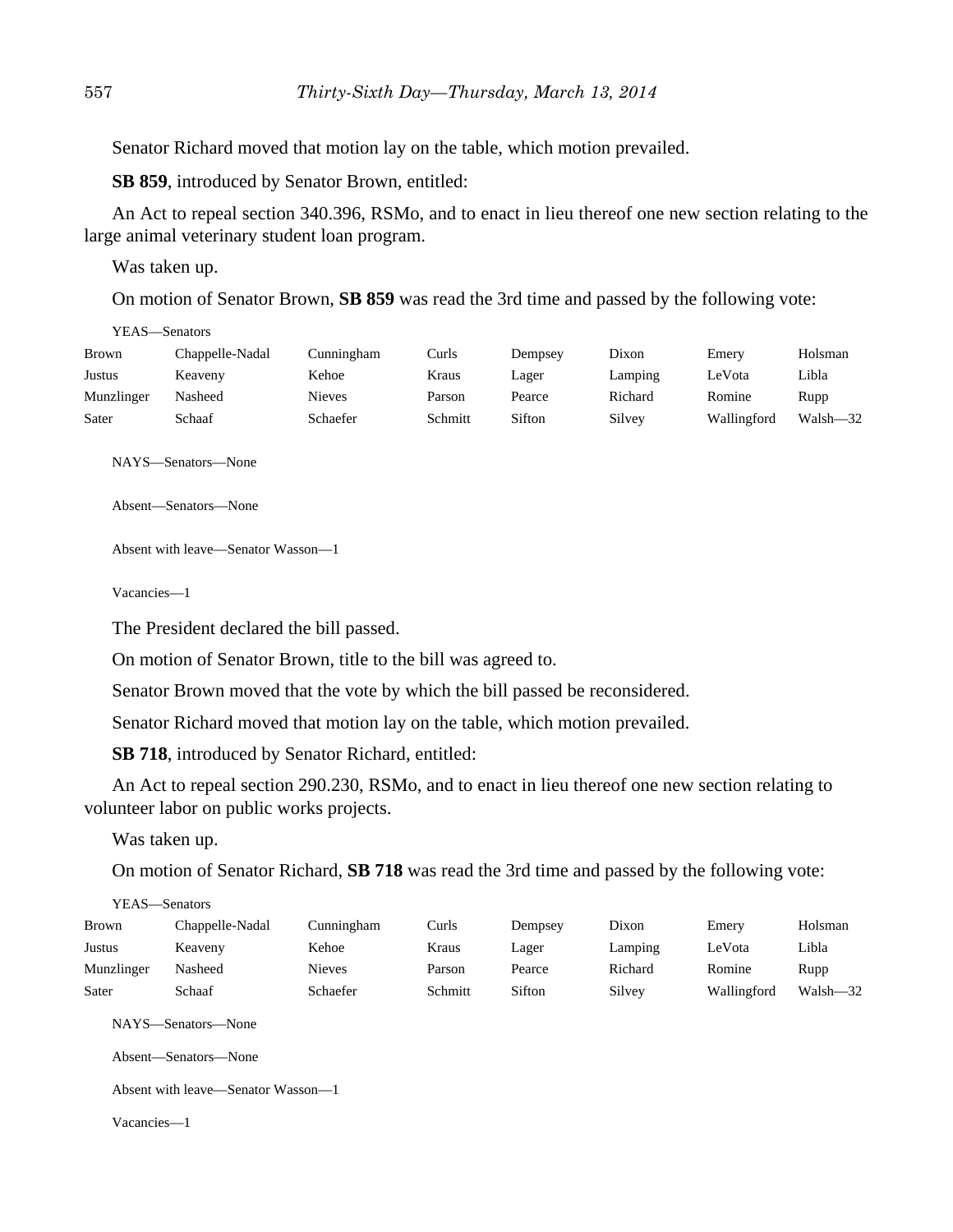Senator Richard moved that motion lay on the table, which motion prevailed.

**SB 859**, introduced by Senator Brown, entitled:

An Act to repeal section 340.396, RSMo, and to enact in lieu thereof one new section relating to the large animal veterinary student loan program.

Was taken up.

On motion of Senator Brown, **SB 859** was read the 3rd time and passed by the following vote:

YEAS—Senators

| | | | | | | | |
|---|---|---|---|---|---|---|---|
| Brown | Chappelle-Nadal | Cunningham | Curls | Dempsey | Dixon | Emery | Holsman |
| Justus | Keaveny | Kehoe | Kraus | Lager | Lamping | LeVota | Libla |
| Munzlinger | Nasheed | Nieves | Parson | Pearce | Richard | Romine | Rupp |
| Sater | Schaaf | Schaefer | Schmitt | Sifton | Silvey | Wallingford | Walsh—32 |

NAYS—Senators—None

Absent—Senators—None

Absent with leave—Senator Wasson—1

Vacancies—1

The President declared the bill passed.

On motion of Senator Brown, title to the bill was agreed to.

Senator Brown moved that the vote by which the bill passed be reconsidered.

Senator Richard moved that motion lay on the table, which motion prevailed.

**SB 718**, introduced by Senator Richard, entitled:

An Act to repeal section 290.230, RSMo, and to enact in lieu thereof one new section relating to volunteer labor on public works projects.

Was taken up.

On motion of Senator Richard, **SB 718** was read the 3rd time and passed by the following vote:

YEAS—Senators

| | | | | | | | |
|---|---|---|---|---|---|---|---|
| Brown | Chappelle-Nadal | Cunningham | Curls | Dempsey | Dixon | Emery | Holsman |
| Justus | Keaveny | Kehoe | Kraus | Lager | Lamping | LeVota | Libla |
| Munzlinger | Nasheed | Nieves | Parson | Pearce | Richard | Romine | Rupp |
| Sater | Schaaf | Schaefer | Schmitt | Sifton | Silvey | Wallingford | Walsh—32 |

NAYS—Senators—None

Absent—Senators—None

Absent with leave—Senator Wasson—1

Vacancies—1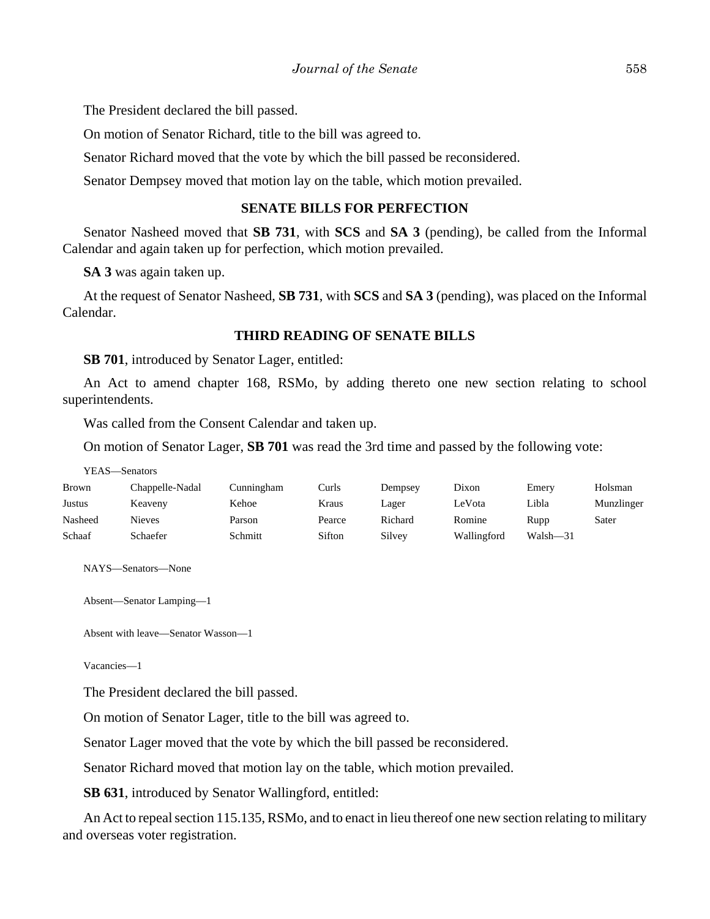The President declared the bill passed.

On motion of Senator Richard, title to the bill was agreed to.

Senator Richard moved that the vote by which the bill passed be reconsidered.

Senator Dempsey moved that motion lay on the table, which motion prevailed.

## SENATE BILLS FOR PERFECTION

Senator Nasheed moved that **SB 731**, with **SCS** and **SA 3** (pending), be called from the Informal Calendar and again taken up for perfection, which motion prevailed.

**SA 3** was again taken up.

At the request of Senator Nasheed, **SB 731**, with **SCS** and **SA 3** (pending), was placed on the Informal Calendar.

## THIRD READING OF SENATE BILLS

**SB 701**, introduced by Senator Lager, entitled:

An Act to amend chapter 168, RSMo, by adding thereto one new section relating to school superintendents.

Was called from the Consent Calendar and taken up.

On motion of Senator Lager, **SB 701** was read the 3rd time and passed by the following vote:

YEAS—Senators

| | | | | | | | |
|---|---|---|---|---|---|---|---|
| Brown | Chappelle-Nadal | Cunningham | Curls | Dempsey | Dixon | Emery | Holsman |
| Justus | Keaveny | Kehoe | Kraus | Lager | LeVota | Libla | Munzlinger |
| Nasheed | Nieves | Parson | Pearce | Richard | Romine | Rupp | Sater |
| Schaaf | Schaefer | Schmitt | Sifton | Silvey | Wallingford | Walsh—31 | |

NAYS—Senators—None

Absent—Senator Lamping—1

Absent with leave—Senator Wasson—1

Vacancies—1

The President declared the bill passed.

On motion of Senator Lager, title to the bill was agreed to.

Senator Lager moved that the vote by which the bill passed be reconsidered.

Senator Richard moved that motion lay on the table, which motion prevailed.

**SB 631**, introduced by Senator Wallingford, entitled:

An Act to repeal section 115.135, RSMo, and to enact in lieu thereof one new section relating to military and overseas voter registration.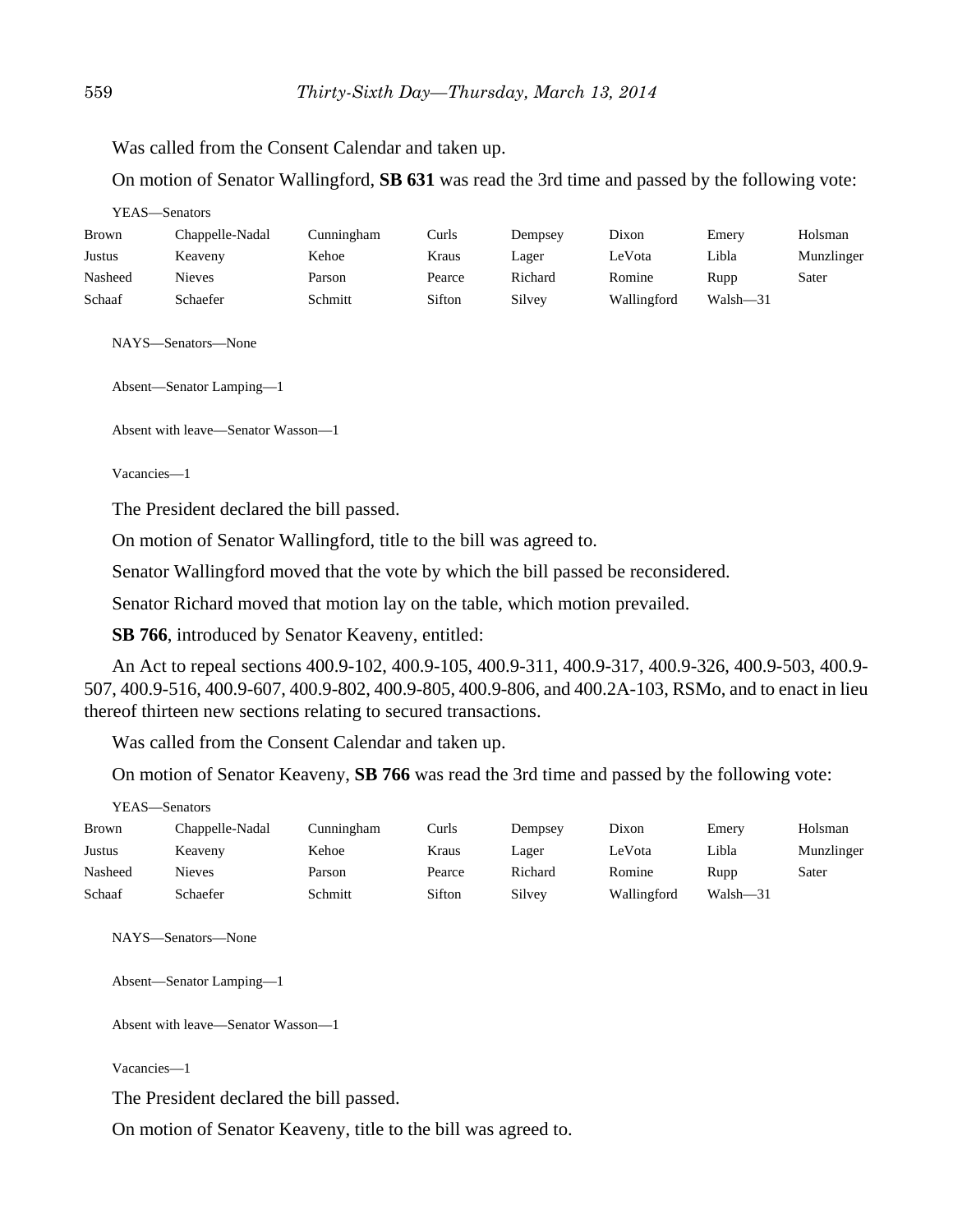Was called from the Consent Calendar and taken up.

On motion of Senator Wallingford, **SB 631** was read the 3rd time and passed by the following vote:

YEAS—Senators

| | | | | | | | |
|---|---|---|---|---|---|---|---|
| Brown | Chappelle-Nadal | Cunningham | Curls | Dempsey | Dixon | Emery | Holsman |
| Justus | Keaveny | Kehoe | Kraus | Lager | LeVota | Libla | Munzlinger |
| Nasheed | Nieves | Parson | Pearce | Richard | Romine | Rupp | Sater |
| Schaaf | Schaefer | Schmitt | Sifton | Silvey | Wallingford | Walsh—31 | |

NAYS—Senators—None

Absent—Senator Lamping—1

Absent with leave—Senator Wasson—1

Vacancies—1

The President declared the bill passed.

On motion of Senator Wallingford, title to the bill was agreed to.

Senator Wallingford moved that the vote by which the bill passed be reconsidered.

Senator Richard moved that motion lay on the table, which motion prevailed.

**SB 766**, introduced by Senator Keaveny, entitled:

An Act to repeal sections 400.9-102, 400.9-105, 400.9-311, 400.9-317, 400.9-326, 400.9-503, 400.9-507, 400.9-516, 400.9-607, 400.9-802, 400.9-805, 400.9-806, and 400.2A-103, RSMo, and to enact in lieu thereof thirteen new sections relating to secured transactions.

Was called from the Consent Calendar and taken up.

On motion of Senator Keaveny, **SB 766** was read the 3rd time and passed by the following vote:

YEAS—Senators

| | | | | | | | |
|---|---|---|---|---|---|---|---|
| Brown | Chappelle-Nadal | Cunningham | Curls | Dempsey | Dixon | Emery | Holsman |
| Justus | Keaveny | Kehoe | Kraus | Lager | LeVota | Libla | Munzlinger |
| Nasheed | Nieves | Parson | Pearce | Richard | Romine | Rupp | Sater |
| Schaaf | Schaefer | Schmitt | Sifton | Silvey | Wallingford | Walsh—31 | |

NAYS—Senators—None

Absent—Senator Lamping—1

Absent with leave—Senator Wasson—1

Vacancies—1

The President declared the bill passed.

On motion of Senator Keaveny, title to the bill was agreed to.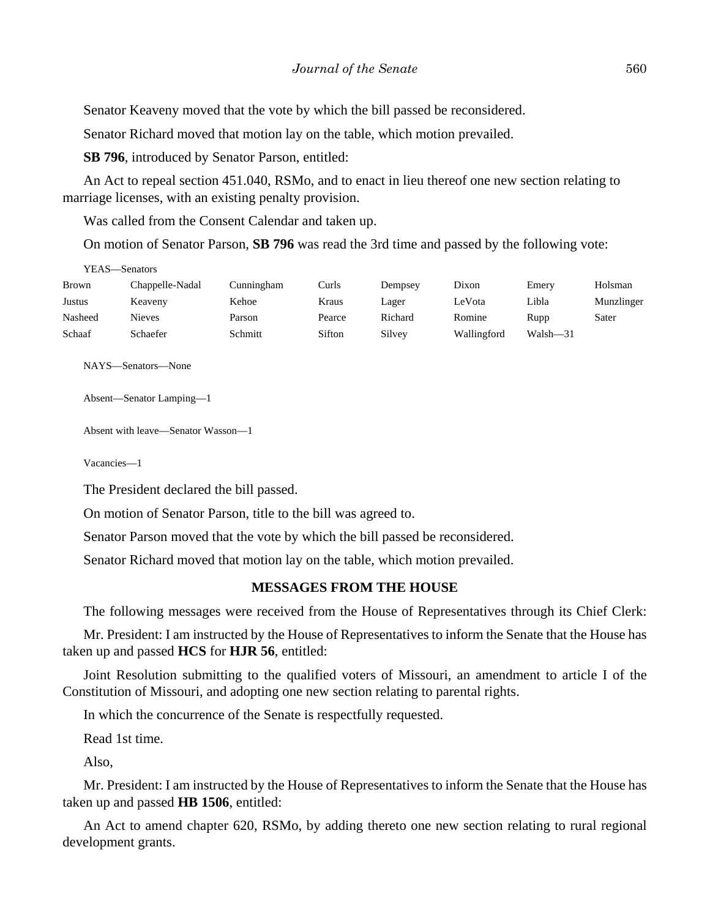Senator Keaveny moved that the vote by which the bill passed be reconsidered.

Senator Richard moved that motion lay on the table, which motion prevailed.

**SB 796**, introduced by Senator Parson, entitled:

An Act to repeal section 451.040, RSMo, and to enact in lieu thereof one new section relating to marriage licenses, with an existing penalty provision.

Was called from the Consent Calendar and taken up.

On motion of Senator Parson, **SB 796** was read the 3rd time and passed by the following vote:

YEAS—Senators

| | | | | | | | |
|---|---|---|---|---|---|---|---|
| Brown | Chappelle-Nadal | Cunningham | Curls | Dempsey | Dixon | Emery | Holsman |
| Justus | Keaveny | Kehoe | Kraus | Lager | LeVota | Libla | Munzlinger |
| Nasheed | Nieves | Parson | Pearce | Richard | Romine | Rupp | Sater |
| Schaaf | Schaefer | Schmitt | Sifton | Silvey | Wallingford | Walsh—31 | |

NAYS—Senators—None

Absent—Senator Lamping—1

Absent with leave—Senator Wasson—1

Vacancies—1

The President declared the bill passed.

On motion of Senator Parson, title to the bill was agreed to.

Senator Parson moved that the vote by which the bill passed be reconsidered.

Senator Richard moved that motion lay on the table, which motion prevailed.

## MESSAGES FROM THE HOUSE

The following messages were received from the House of Representatives through its Chief Clerk:

Mr. President: I am instructed by the House of Representatives to inform the Senate that the House has taken up and passed **HCS** for **HJR 56**, entitled:

Joint Resolution submitting to the qualified voters of Missouri, an amendment to article I of the Constitution of Missouri, and adopting one new section relating to parental rights.

In which the concurrence of the Senate is respectfully requested.

Read 1st time.

Also,

Mr. President: I am instructed by the House of Representatives to inform the Senate that the House has taken up and passed **HB 1506**, entitled:

An Act to amend chapter 620, RSMo, by adding thereto one new section relating to rural regional development grants.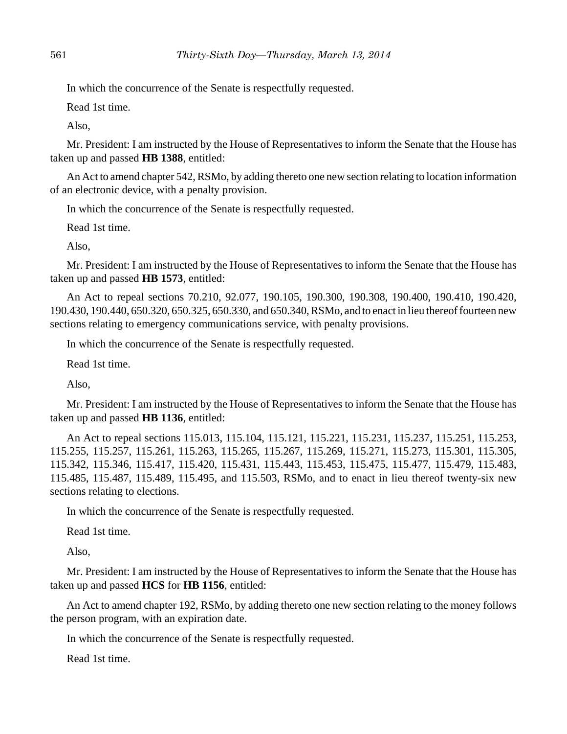In which the concurrence of the Senate is respectfully requested.

Read 1st time.

Also,

Mr. President: I am instructed by the House of Representatives to inform the Senate that the House has taken up and passed **HB 1388**, entitled:

An Act to amend chapter 542, RSMo, by adding thereto one new section relating to location information of an electronic device, with a penalty provision.

In which the concurrence of the Senate is respectfully requested.

Read 1st time.

Also,

Mr. President: I am instructed by the House of Representatives to inform the Senate that the House has taken up and passed **HB 1573**, entitled:

An Act to repeal sections 70.210, 92.077, 190.105, 190.300, 190.308, 190.400, 190.410, 190.420, 190.430, 190.440, 650.320, 650.325, 650.330, and 650.340, RSMo, and to enact in lieu thereof fourteen new sections relating to emergency communications service, with penalty provisions.

In which the concurrence of the Senate is respectfully requested.

Read 1st time.

Also,

Mr. President: I am instructed by the House of Representatives to inform the Senate that the House has taken up and passed **HB 1136**, entitled:

An Act to repeal sections 115.013, 115.104, 115.121, 115.221, 115.231, 115.237, 115.251, 115.253, 115.255, 115.257, 115.261, 115.263, 115.265, 115.267, 115.269, 115.271, 115.273, 115.301, 115.305, 115.342, 115.346, 115.417, 115.420, 115.431, 115.443, 115.453, 115.475, 115.477, 115.479, 115.483, 115.485, 115.487, 115.489, 115.495, and 115.503, RSMo, and to enact in lieu thereof twenty-six new sections relating to elections.

In which the concurrence of the Senate is respectfully requested.

Read 1st time.

Also,

Mr. President: I am instructed by the House of Representatives to inform the Senate that the House has taken up and passed **HCS** for **HB 1156**, entitled:

An Act to amend chapter 192, RSMo, by adding thereto one new section relating to the money follows the person program, with an expiration date.

In which the concurrence of the Senate is respectfully requested.

Read 1st time.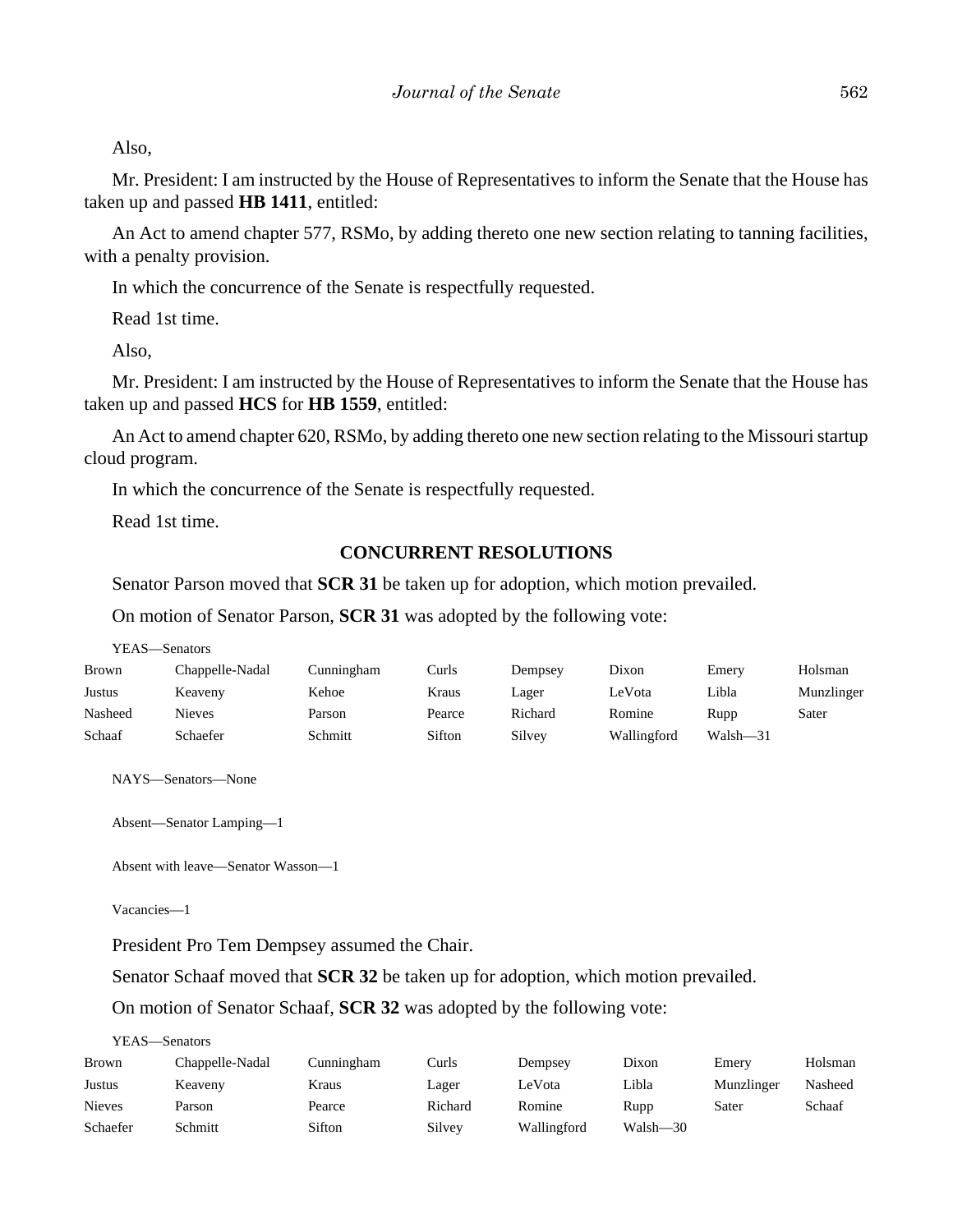Also,

Mr. President: I am instructed by the House of Representatives to inform the Senate that the House has taken up and passed **HB 1411**, entitled:

An Act to amend chapter 577, RSMo, by adding thereto one new section relating to tanning facilities, with a penalty provision.

In which the concurrence of the Senate is respectfully requested.

Read 1st time.

Also,

Mr. President: I am instructed by the House of Representatives to inform the Senate that the House has taken up and passed **HCS** for **HB 1559**, entitled:

An Act to amend chapter 620, RSMo, by adding thereto one new section relating to the Missouri startup cloud program.

In which the concurrence of the Senate is respectfully requested.

Read 1st time.

## CONCURRENT RESOLUTIONS

Senator Parson moved that **SCR 31** be taken up for adoption, which motion prevailed.

On motion of Senator Parson, **SCR 31** was adopted by the following vote:

YEAS—Senators

| | | | | | | | |
|---|---|---|---|---|---|---|---|
| Brown | Chappelle-Nadal | Cunningham | Curls | Dempsey | Dixon | Emery | Holsman |
| Justus | Keaveny | Kehoe | Kraus | Lager | LeVota | Libla | Munzlinger |
| Nasheed | Nieves | Parson | Pearce | Richard | Romine | Rupp | Sater |
| Schaaf | Schaefer | Schmitt | Sifton | Silvey | Wallingford | Walsh—31 | |

NAYS—Senators—None

Absent—Senator Lamping—1

Absent with leave—Senator Wasson—1

Vacancies—1

President Pro Tem Dempsey assumed the Chair.

Senator Schaaf moved that **SCR 32** be taken up for adoption, which motion prevailed.

On motion of Senator Schaaf, **SCR 32** was adopted by the following vote:

YEAS—Senators

| | | | | | | | |
|---|---|---|---|---|---|---|---|
| Brown | Chappelle-Nadal | Cunningham | Curls | Dempsey | Dixon | Emery | Holsman |
| Justus | Keaveny | Kraus | Lager | LeVota | Libla | Munzlinger | Nasheed |
| Nieves | Parson | Pearce | Richard | Romine | Rupp | Sater | Schaaf |
| Schaefer | Schmitt | Sifton | Silvey | Wallingford | Walsh—30 | | |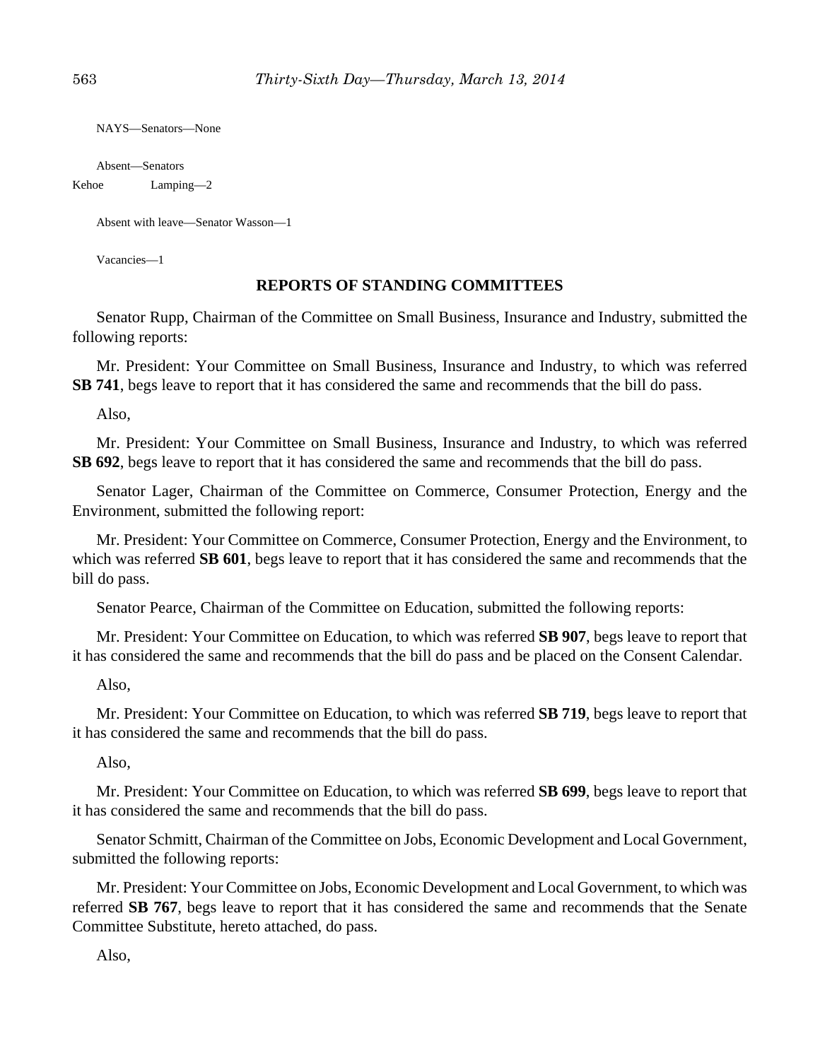NAYS—Senators—None

Absent—Senators

Kehoe Lamping—2

Absent with leave—Senator Wasson—1

Vacancies—1

## REPORTS OF STANDING COMMITTEES

Senator Rupp, Chairman of the Committee on Small Business, Insurance and Industry, submitted the following reports:

Mr. President: Your Committee on Small Business, Insurance and Industry, to which was referred **SB 741**, begs leave to report that it has considered the same and recommends that the bill do pass.

Also,

Mr. President: Your Committee on Small Business, Insurance and Industry, to which was referred **SB 692**, begs leave to report that it has considered the same and recommends that the bill do pass.

Senator Lager, Chairman of the Committee on Commerce, Consumer Protection, Energy and the Environment, submitted the following report:

Mr. President: Your Committee on Commerce, Consumer Protection, Energy and the Environment, to which was referred **SB 601**, begs leave to report that it has considered the same and recommends that the bill do pass.

Senator Pearce, Chairman of the Committee on Education, submitted the following reports:

Mr. President: Your Committee on Education, to which was referred **SB 907**, begs leave to report that it has considered the same and recommends that the bill do pass and be placed on the Consent Calendar.

Also,

Mr. President: Your Committee on Education, to which was referred **SB 719**, begs leave to report that it has considered the same and recommends that the bill do pass.

Also,

Mr. President: Your Committee on Education, to which was referred **SB 699**, begs leave to report that it has considered the same and recommends that the bill do pass.

Senator Schmitt, Chairman of the Committee on Jobs, Economic Development and Local Government, submitted the following reports:

Mr. President: Your Committee on Jobs, Economic Development and Local Government, to which was referred **SB 767**, begs leave to report that it has considered the same and recommends that the Senate Committee Substitute, hereto attached, do pass.

Also,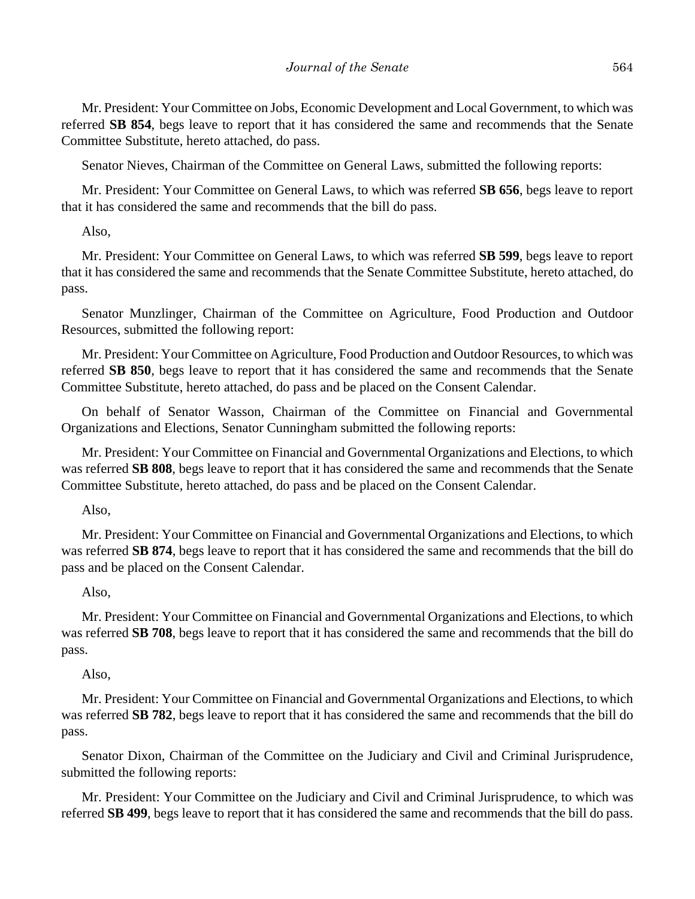Mr. President: Your Committee on Jobs, Economic Development and Local Government, to which was referred **SB 854**, begs leave to report that it has considered the same and recommends that the Senate Committee Substitute, hereto attached, do pass.

Senator Nieves, Chairman of the Committee on General Laws, submitted the following reports:

Mr. President: Your Committee on General Laws, to which was referred **SB 656**, begs leave to report that it has considered the same and recommends that the bill do pass.

Also,

Mr. President: Your Committee on General Laws, to which was referred **SB 599**, begs leave to report that it has considered the same and recommends that the Senate Committee Substitute, hereto attached, do pass.

Senator Munzlinger, Chairman of the Committee on Agriculture, Food Production and Outdoor Resources, submitted the following report:

Mr. President: Your Committee on Agriculture, Food Production and Outdoor Resources, to which was referred **SB 850**, begs leave to report that it has considered the same and recommends that the Senate Committee Substitute, hereto attached, do pass and be placed on the Consent Calendar.

On behalf of Senator Wasson, Chairman of the Committee on Financial and Governmental Organizations and Elections, Senator Cunningham submitted the following reports:

Mr. President: Your Committee on Financial and Governmental Organizations and Elections, to which was referred **SB 808**, begs leave to report that it has considered the same and recommends that the Senate Committee Substitute, hereto attached, do pass and be placed on the Consent Calendar.

Also,

Mr. President: Your Committee on Financial and Governmental Organizations and Elections, to which was referred **SB 874**, begs leave to report that it has considered the same and recommends that the bill do pass and be placed on the Consent Calendar.

Also,

Mr. President: Your Committee on Financial and Governmental Organizations and Elections, to which was referred **SB 708**, begs leave to report that it has considered the same and recommends that the bill do pass.

Also,

Mr. President: Your Committee on Financial and Governmental Organizations and Elections, to which was referred **SB 782**, begs leave to report that it has considered the same and recommends that the bill do pass.

Senator Dixon, Chairman of the Committee on the Judiciary and Civil and Criminal Jurisprudence, submitted the following reports:

Mr. President: Your Committee on the Judiciary and Civil and Criminal Jurisprudence, to which was referred **SB 499**, begs leave to report that it has considered the same and recommends that the bill do pass.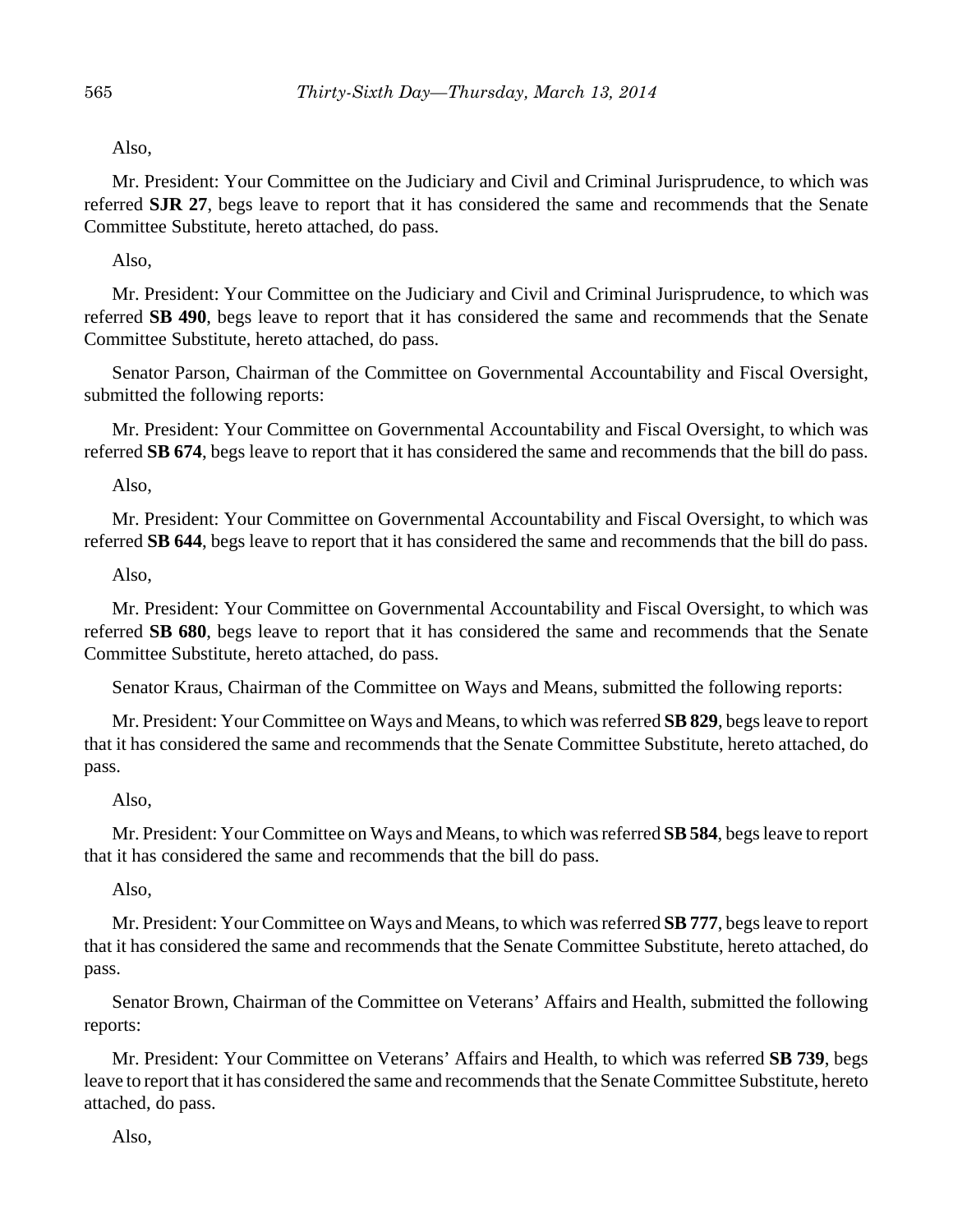Also,

Mr. President: Your Committee on the Judiciary and Civil and Criminal Jurisprudence, to which was referred **SJR 27**, begs leave to report that it has considered the same and recommends that the Senate Committee Substitute, hereto attached, do pass.

Also,

Mr. President: Your Committee on the Judiciary and Civil and Criminal Jurisprudence, to which was referred **SB 490**, begs leave to report that it has considered the same and recommends that the Senate Committee Substitute, hereto attached, do pass.

Senator Parson, Chairman of the Committee on Governmental Accountability and Fiscal Oversight, submitted the following reports:

Mr. President: Your Committee on Governmental Accountability and Fiscal Oversight, to which was referred **SB 674**, begs leave to report that it has considered the same and recommends that the bill do pass.

Also,

Mr. President: Your Committee on Governmental Accountability and Fiscal Oversight, to which was referred **SB 644**, begs leave to report that it has considered the same and recommends that the bill do pass.

Also,

Mr. President: Your Committee on Governmental Accountability and Fiscal Oversight, to which was referred **SB 680**, begs leave to report that it has considered the same and recommends that the Senate Committee Substitute, hereto attached, do pass.

Senator Kraus, Chairman of the Committee on Ways and Means, submitted the following reports:

Mr. President: Your Committee on Ways and Means, to which was referred **SB 829**, begs leave to report that it has considered the same and recommends that the Senate Committee Substitute, hereto attached, do pass.

Also,

Mr. President: Your Committee on Ways and Means, to which was referred **SB 584**, begs leave to report that it has considered the same and recommends that the bill do pass.

Also,

Mr. President: Your Committee on Ways and Means, to which was referred **SB 777**, begs leave to report that it has considered the same and recommends that the Senate Committee Substitute, hereto attached, do pass.

Senator Brown, Chairman of the Committee on Veterans' Affairs and Health, submitted the following reports:

Mr. President: Your Committee on Veterans' Affairs and Health, to which was referred **SB 739**, begs leave to report that it has considered the same and recommends that the Senate Committee Substitute, hereto attached, do pass.

Also,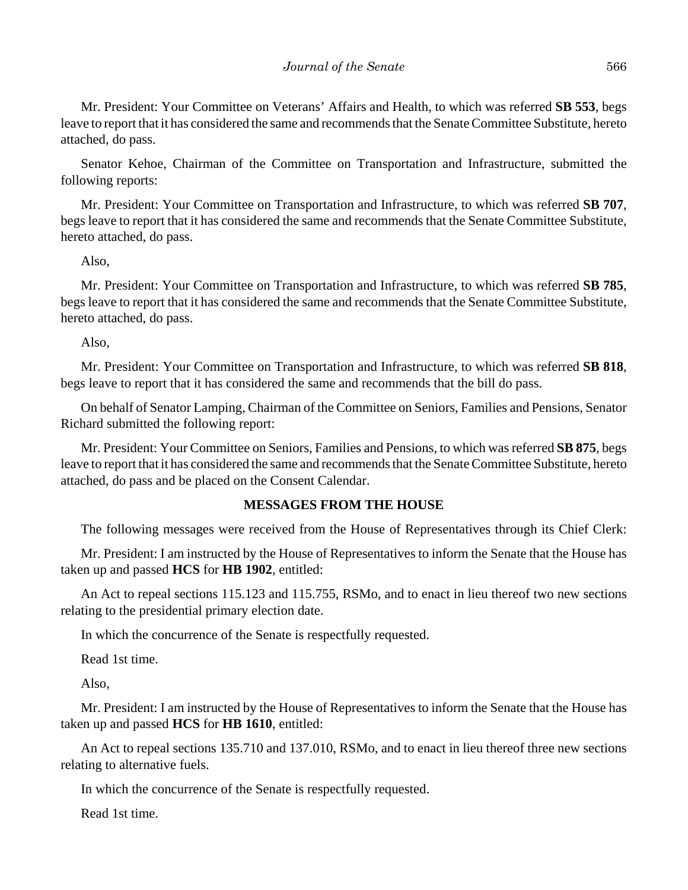Mr. President: Your Committee on Veterans' Affairs and Health, to which was referred **SB 553**, begs leave to report that it has considered the same and recommends that the Senate Committee Substitute, hereto attached, do pass.

Senator Kehoe, Chairman of the Committee on Transportation and Infrastructure, submitted the following reports:

Mr. President: Your Committee on Transportation and Infrastructure, to which was referred **SB 707**, begs leave to report that it has considered the same and recommends that the Senate Committee Substitute, hereto attached, do pass.

Also,

Mr. President: Your Committee on Transportation and Infrastructure, to which was referred **SB 785**, begs leave to report that it has considered the same and recommends that the Senate Committee Substitute, hereto attached, do pass.

Also,

Mr. President: Your Committee on Transportation and Infrastructure, to which was referred **SB 818**, begs leave to report that it has considered the same and recommends that the bill do pass.

On behalf of Senator Lamping, Chairman of the Committee on Seniors, Families and Pensions, Senator Richard submitted the following report:

Mr. President: Your Committee on Seniors, Families and Pensions, to which was referred **SB 875**, begs leave to report that it has considered the same and recommends that the Senate Committee Substitute, hereto attached, do pass and be placed on the Consent Calendar.

## MESSAGES FROM THE HOUSE

The following messages were received from the House of Representatives through its Chief Clerk:

Mr. President: I am instructed by the House of Representatives to inform the Senate that the House has taken up and passed **HCS** for **HB 1902**, entitled:

An Act to repeal sections 115.123 and 115.755, RSMo, and to enact in lieu thereof two new sections relating to the presidential primary election date.

In which the concurrence of the Senate is respectfully requested.

Read 1st time.

Also,

Mr. President: I am instructed by the House of Representatives to inform the Senate that the House has taken up and passed **HCS** for **HB 1610**, entitled:

An Act to repeal sections 135.710 and 137.010, RSMo, and to enact in lieu thereof three new sections relating to alternative fuels.

In which the concurrence of the Senate is respectfully requested.

Read 1st time.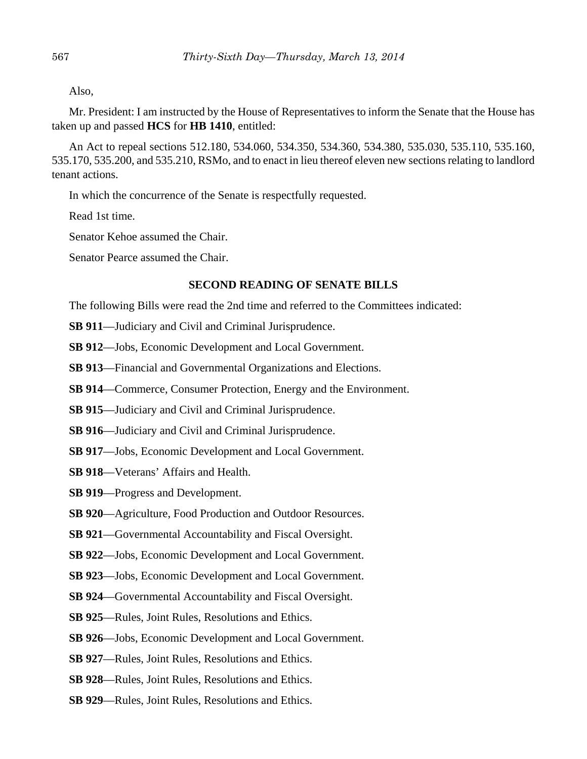Also,

Mr. President: I am instructed by the House of Representatives to inform the Senate that the House has taken up and passed **HCS** for **HB 1410**, entitled:

An Act to repeal sections 512.180, 534.060, 534.350, 534.360, 534.380, 535.030, 535.110, 535.160, 535.170, 535.200, and 535.210, RSMo, and to enact in lieu thereof eleven new sections relating to landlord tenant actions.

In which the concurrence of the Senate is respectfully requested.

Read 1st time.

Senator Kehoe assumed the Chair.

Senator Pearce assumed the Chair.

## SECOND READING OF SENATE BILLS

The following Bills were read the 2nd time and referred to the Committees indicated:

**SB 911**—Judiciary and Civil and Criminal Jurisprudence.

**SB 912**—Jobs, Economic Development and Local Government.

**SB 913**—Financial and Governmental Organizations and Elections.

**SB 914**—Commerce, Consumer Protection, Energy and the Environment.

**SB 915**—Judiciary and Civil and Criminal Jurisprudence.

**SB 916**—Judiciary and Civil and Criminal Jurisprudence.

**SB 917**—Jobs, Economic Development and Local Government.

**SB 918**—Veterans' Affairs and Health.

**SB 919**—Progress and Development.

**SB 920**—Agriculture, Food Production and Outdoor Resources.

**SB 921**—Governmental Accountability and Fiscal Oversight.

**SB 922**—Jobs, Economic Development and Local Government.

**SB 923**—Jobs, Economic Development and Local Government.

**SB 924**—Governmental Accountability and Fiscal Oversight.

**SB 925**—Rules, Joint Rules, Resolutions and Ethics.

**SB 926**—Jobs, Economic Development and Local Government.

**SB 927**—Rules, Joint Rules, Resolutions and Ethics.

**SB 928**—Rules, Joint Rules, Resolutions and Ethics.

**SB 929**—Rules, Joint Rules, Resolutions and Ethics.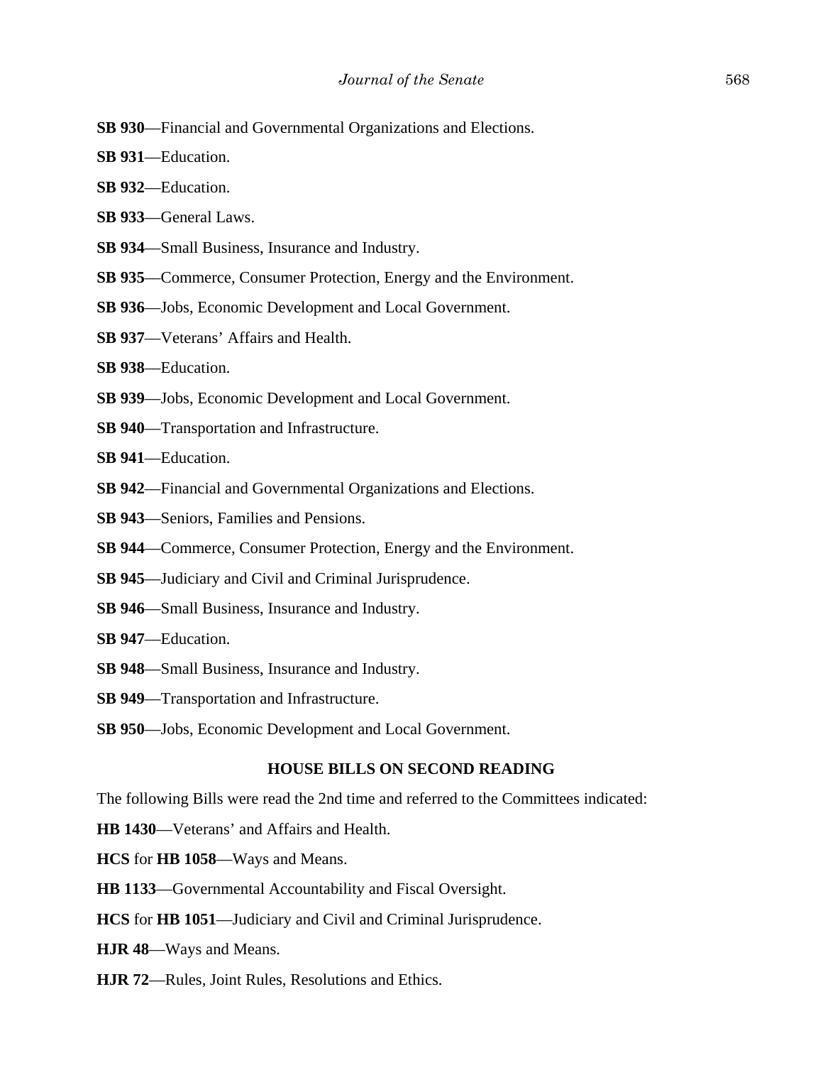**SB 930**—Financial and Governmental Organizations and Elections.

**SB 931**—Education.

**SB 932**—Education.

**SB 933**—General Laws.

**SB 934**—Small Business, Insurance and Industry.

**SB 935**—Commerce, Consumer Protection, Energy and the Environment.

**SB 936**—Jobs, Economic Development and Local Government.

**SB 937**—Veterans' Affairs and Health.

**SB 938**—Education.

**SB 939**—Jobs, Economic Development and Local Government.

**SB 940**—Transportation and Infrastructure.

**SB 941**—Education.

**SB 942**—Financial and Governmental Organizations and Elections.

**SB 943**—Seniors, Families and Pensions.

**SB 944**—Commerce, Consumer Protection, Energy and the Environment.

**SB 945**—Judiciary and Civil and Criminal Jurisprudence.

**SB 946**—Small Business, Insurance and Industry.

**SB 947**—Education.

**SB 948**—Small Business, Insurance and Industry.

**SB 949**—Transportation and Infrastructure.

**SB 950**—Jobs, Economic Development and Local Government.

## HOUSE BILLS ON SECOND READING

The following Bills were read the 2nd time and referred to the Committees indicated:

**HB 1430**—Veterans' and Affairs and Health.

**HCS** for **HB 1058**—Ways and Means.

**HB 1133**—Governmental Accountability and Fiscal Oversight.

**HCS** for **HB 1051**—Judiciary and Civil and Criminal Jurisprudence.

**HJR 48**—Ways and Means.

**HJR 72**—Rules, Joint Rules, Resolutions and Ethics.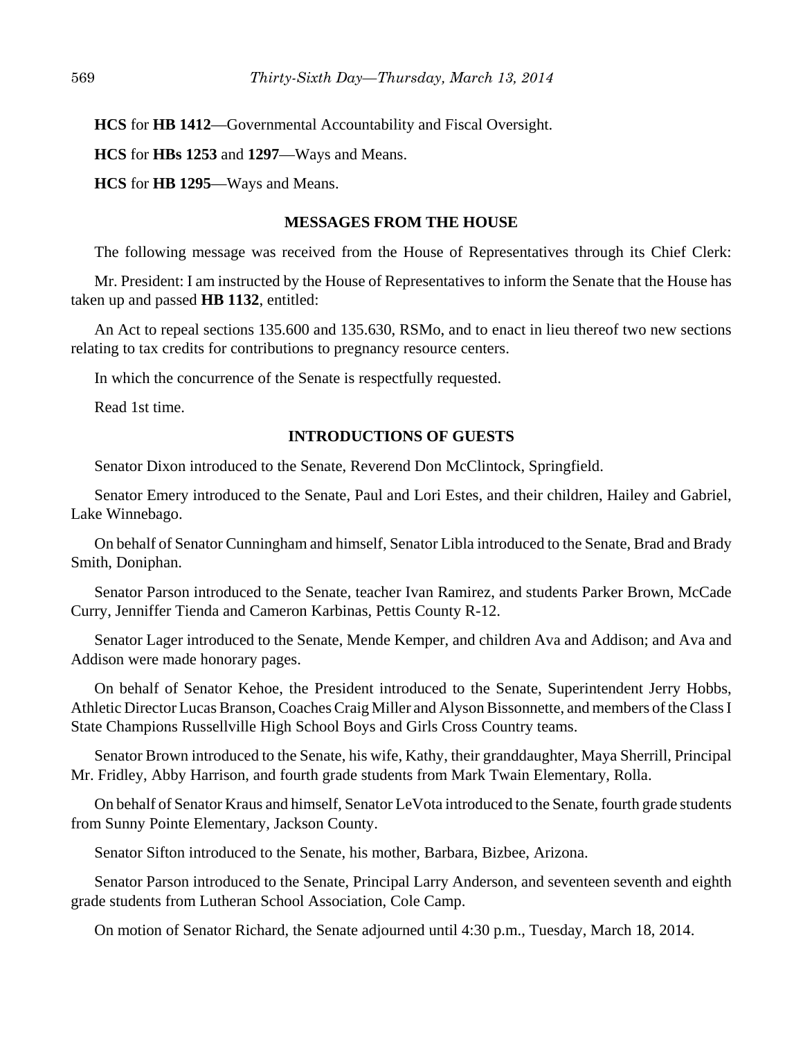**HCS** for **HB 1412**—Governmental Accountability and Fiscal Oversight.

**HCS** for **HBs 1253** and **1297**—Ways and Means.

**HCS** for **HB 1295**—Ways and Means.

## MESSAGES FROM THE HOUSE

The following message was received from the House of Representatives through its Chief Clerk:

Mr. President: I am instructed by the House of Representatives to inform the Senate that the House has taken up and passed **HB 1132**, entitled:

An Act to repeal sections 135.600 and 135.630, RSMo, and to enact in lieu thereof two new sections relating to tax credits for contributions to pregnancy resource centers.

In which the concurrence of the Senate is respectfully requested.

Read 1st time.

## INTRODUCTIONS OF GUESTS

Senator Dixon introduced to the Senate, Reverend Don McClintock, Springfield.

Senator Emery introduced to the Senate, Paul and Lori Estes, and their children, Hailey and Gabriel, Lake Winnebago.

On behalf of Senator Cunningham and himself, Senator Libla introduced to the Senate, Brad and Brady Smith, Doniphan.

Senator Parson introduced to the Senate, teacher Ivan Ramirez, and students Parker Brown, McCade Curry, Jenniffer Tienda and Cameron Karbinas, Pettis County R-12.

Senator Lager introduced to the Senate, Mende Kemper, and children Ava and Addison; and Ava and Addison were made honorary pages.

On behalf of Senator Kehoe, the President introduced to the Senate, Superintendent Jerry Hobbs, Athletic Director Lucas Branson, Coaches Craig Miller and Alyson Bissonnette, and members of the Class I State Champions Russellville High School Boys and Girls Cross Country teams.

Senator Brown introduced to the Senate, his wife, Kathy, their granddaughter, Maya Sherrill, Principal Mr. Fridley, Abby Harrison, and fourth grade students from Mark Twain Elementary, Rolla.

On behalf of Senator Kraus and himself, Senator LeVota introduced to the Senate, fourth grade students from Sunny Pointe Elementary, Jackson County.

Senator Sifton introduced to the Senate, his mother, Barbara, Bizbee, Arizona.

Senator Parson introduced to the Senate, Principal Larry Anderson, and seventeen seventh and eighth grade students from Lutheran School Association, Cole Camp.

On motion of Senator Richard, the Senate adjourned until 4:30 p.m., Tuesday, March 18, 2014.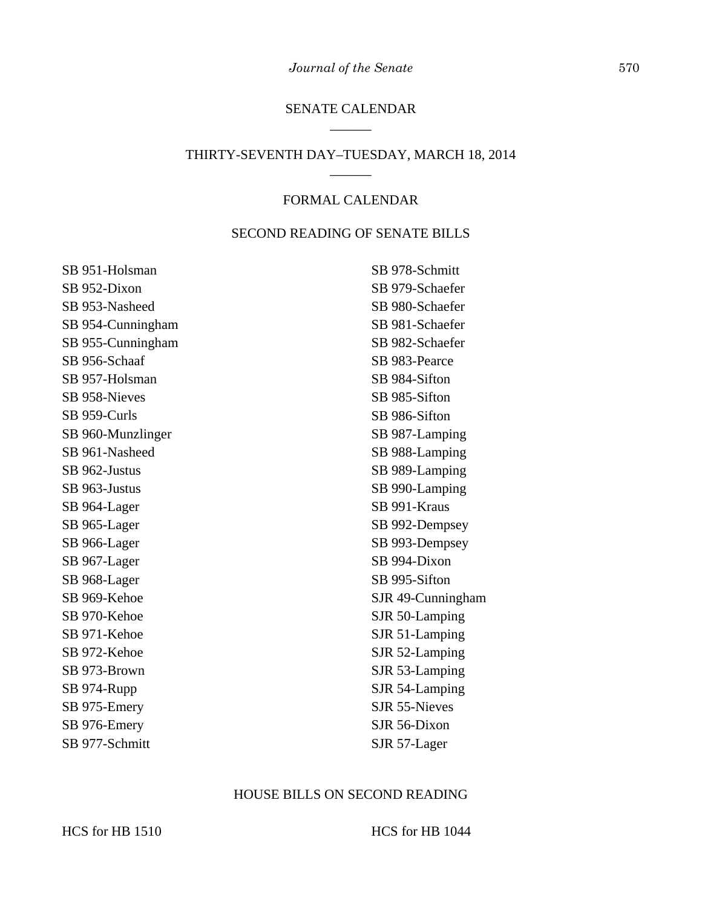## SENATE CALENDAR

______

## THIRTY-SEVENTH DAY–TUESDAY, MARCH 18, 2014

______

### FORMAL CALENDAR

### SECOND READING OF SENATE BILLS

SB 951-Holsman
SB 952-Dixon
SB 953-Nasheed
SB 954-Cunningham
SB 955-Cunningham
SB 956-Schaaf
SB 957-Holsman
SB 958-Nieves
SB 959-Curls
SB 960-Munzlinger
SB 961-Nasheed
SB 962-Justus
SB 963-Justus
SB 964-Lager
SB 965-Lager
SB 966-Lager
SB 967-Lager
SB 968-Lager
SB 969-Kehoe
SB 970-Kehoe
SB 971-Kehoe
SB 972-Kehoe
SB 973-Brown
SB 974-Rupp
SB 975-Emery
SB 976-Emery
SB 977-Schmitt
SB 978-Schmitt
SB 979-Schaefer
SB 980-Schaefer
SB 981-Schaefer
SB 982-Schaefer
SB 983-Pearce
SB 984-Sifton
SB 985-Sifton
SB 986-Sifton
SB 987-Lamping
SB 988-Lamping
SB 989-Lamping
SB 990-Lamping
SB 991-Kraus
SB 992-Dempsey
SB 993-Dempsey
SB 994-Dixon
SB 995-Sifton
SJR 49-Cunningham
SJR 50-Lamping
SJR 51-Lamping
SJR 52-Lamping
SJR 53-Lamping
SJR 54-Lamping
SJR 55-Nieves
SJR 56-Dixon
SJR 57-Lager

### HOUSE BILLS ON SECOND READING

HCS for HB 1510
HCS for HB 1044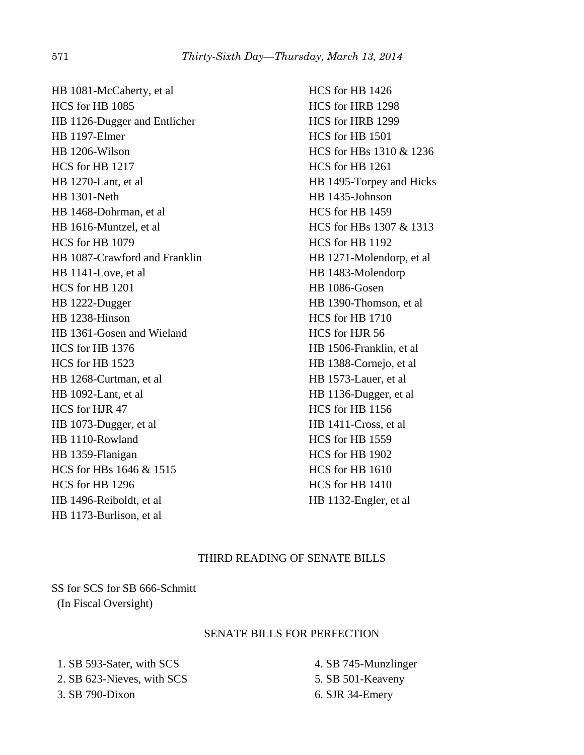HB 1081-McCaherty, et al
HCS for HB 1085
HB 1126-Dugger and Entlicher
HB 1197-Elmer
HB 1206-Wilson
HCS for HB 1217
HB 1270-Lant, et al
HB 1301-Neth
HB 1468-Dohrman, et al
HB 1616-Muntzel, et al
HCS for HB 1079
HB 1087-Crawford and Franklin
HB 1141-Love, et al
HCS for HB 1201
HB 1222-Dugger
HB 1238-Hinson
HB 1361-Gosen and Wieland
HCS for HB 1376
HCS for HB 1523
HB 1268-Curtman, et al
HB 1092-Lant, et al
HCS for HJR 47
HB 1073-Dugger, et al
HB 1110-Rowland
HB 1359-Flanigan
HCS for HBs 1646 & 1515
HCS for HB 1296
HB 1496-Reiboldt, et al
HB 1173-Burlison, et al
HCS for HB 1426
HCS for HRB 1298
HCS for HRB 1299
HCS for HB 1501
HCS for HBs 1310 & 1236
HCS for HB 1261
HB 1495-Torpey and Hicks
HB 1435-Johnson
HCS for HB 1459
HCS for HBs 1307 & 1313
HCS for HB 1192
HB 1271-Molendorp, et al
HB 1483-Molendorp
HB 1086-Gosen
HB 1390-Thomson, et al
HCS for HB 1710
HCS for HJR 56
HB 1506-Franklin, et al
HB 1388-Cornejo, et al
HB 1573-Lauer, et al
HB 1136-Dugger, et al
HCS for HB 1156
HB 1411-Cross, et al
HCS for HB 1559
HCS for HB 1902
HCS for HB 1610
HCS for HB 1410
HB 1132-Engler, et al

## THIRD READING OF SENATE BILLS

SS for SCS for SB 666-Schmitt
(In Fiscal Oversight)

## SENATE BILLS FOR PERFECTION

1. SB 593-Sater, with SCS
2. SB 623-Nieves, with SCS
3. SB 790-Dixon
4. SB 745-Munzlinger
5. SB 501-Keaveny
6. SJR 34-Emery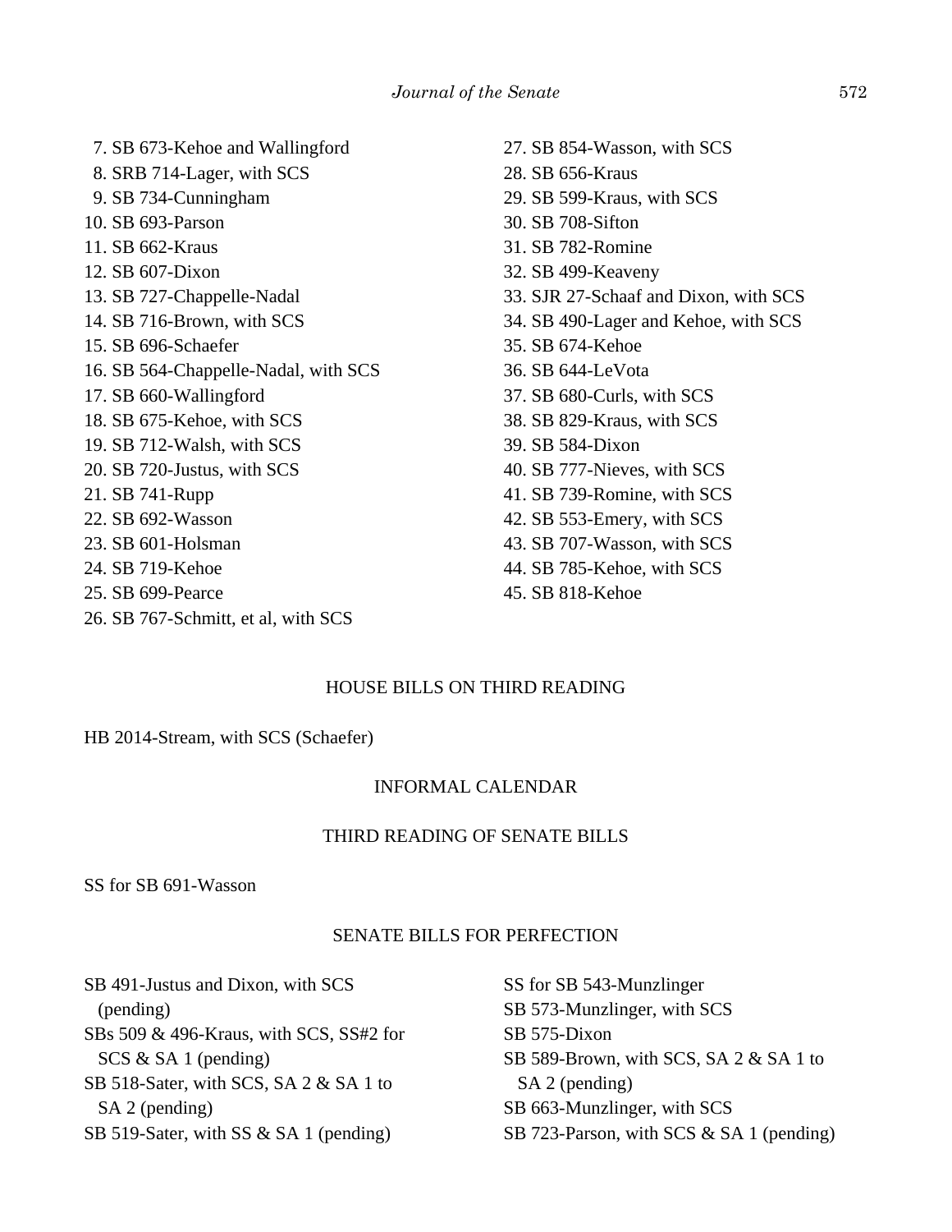7. SB 673-Kehoe and Wallingford
8. SRB 714-Lager, with SCS
9. SB 734-Cunningham
10. SB 693-Parson
11. SB 662-Kraus
12. SB 607-Dixon
13. SB 727-Chappelle-Nadal
14. SB 716-Brown, with SCS
15. SB 696-Schaefer
16. SB 564-Chappelle-Nadal, with SCS
17. SB 660-Wallingford
18. SB 675-Kehoe, with SCS
19. SB 712-Walsh, with SCS
20. SB 720-Justus, with SCS
21. SB 741-Rupp
22. SB 692-Wasson
23. SB 601-Holsman
24. SB 719-Kehoe
25. SB 699-Pearce
26. SB 767-Schmitt, et al, with SCS
27. SB 854-Wasson, with SCS
28. SB 656-Kraus
29. SB 599-Kraus, with SCS
30. SB 708-Sifton
31. SB 782-Romine
32. SB 499-Keaveny
33. SJR 27-Schaaf and Dixon, with SCS
34. SB 490-Lager and Kehoe, with SCS
35. SB 674-Kehoe
36. SB 644-LeVota
37. SB 680-Curls, with SCS
38. SB 829-Kraus, with SCS
39. SB 584-Dixon
40. SB 777-Nieves, with SCS
41. SB 739-Romine, with SCS
42. SB 553-Emery, with SCS
43. SB 707-Wasson, with SCS
44. SB 785-Kehoe, with SCS
45. SB 818-Kehoe

## HOUSE BILLS ON THIRD READING

HB 2014-Stream, with SCS (Schaefer)

## INFORMAL CALENDAR

## THIRD READING OF SENATE BILLS

SS for SB 691-Wasson

## SENATE BILLS FOR PERFECTION

SB 491-Justus and Dixon, with SCS (pending)

SBs 509 & 496-Kraus, with SCS, SS#2 for SCS & SA 1 (pending)

SB 518-Sater, with SCS, SA 2 & SA 1 to SA 2 (pending)

SB 519-Sater, with SS & SA 1 (pending)

SS for SB 543-Munzlinger

SB 573-Munzlinger, with SCS

SB 575-Dixon

SB 589-Brown, with SCS, SA 2 & SA 1 to SA 2 (pending)

SB 663-Munzlinger, with SCS

SB 723-Parson, with SCS & SA 1 (pending)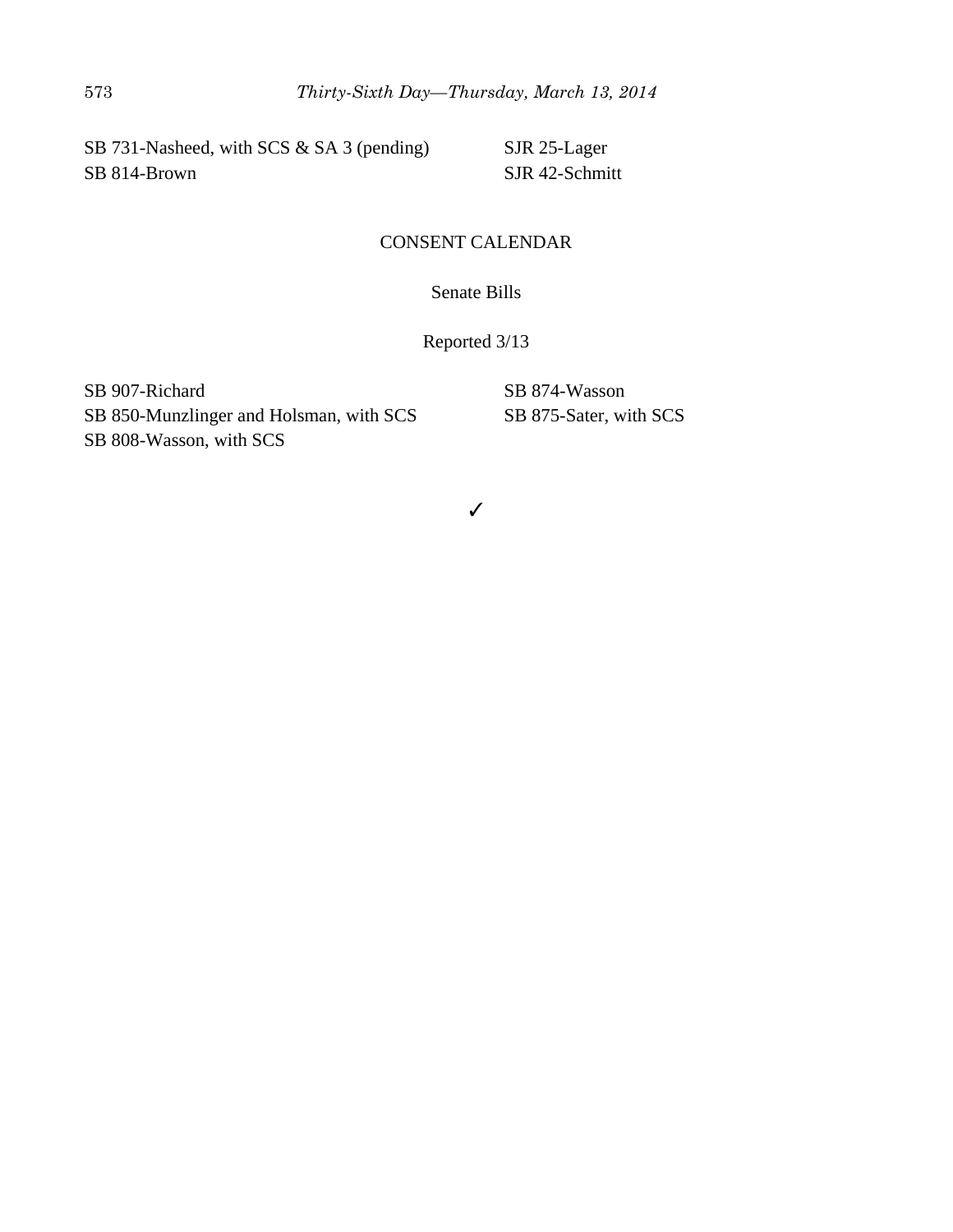SB 731-Nasheed, with SCS & SA 3 (pending)
SB 814-Brown
SJR 25-Lager
SJR 42-Schmitt

CONSENT CALENDAR

Senate Bills

Reported 3/13

SB 907-Richard
SB 850-Munzlinger and Holsman, with SCS
SB 808-Wasson, with SCS
SB 874-Wasson
SB 875-Sater, with SCS

✓